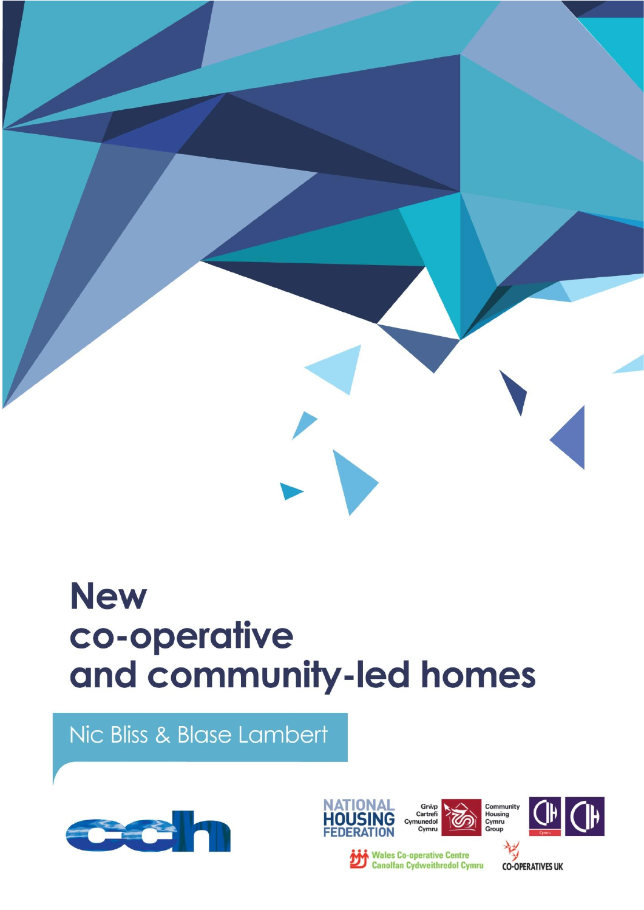# New co-operative and community-led homes

Nic Bliss & Blase Lambert

cch

NATIONAL HOUSING FEDERATION

Grŵp Cartrefi Cymunedol Cymru

Community Housing Cymru Group

CIH Cymru

CIH

Wales Co-operative Centre
Canolfan Cydweithredol Cymru

CO-OPERATIVES UK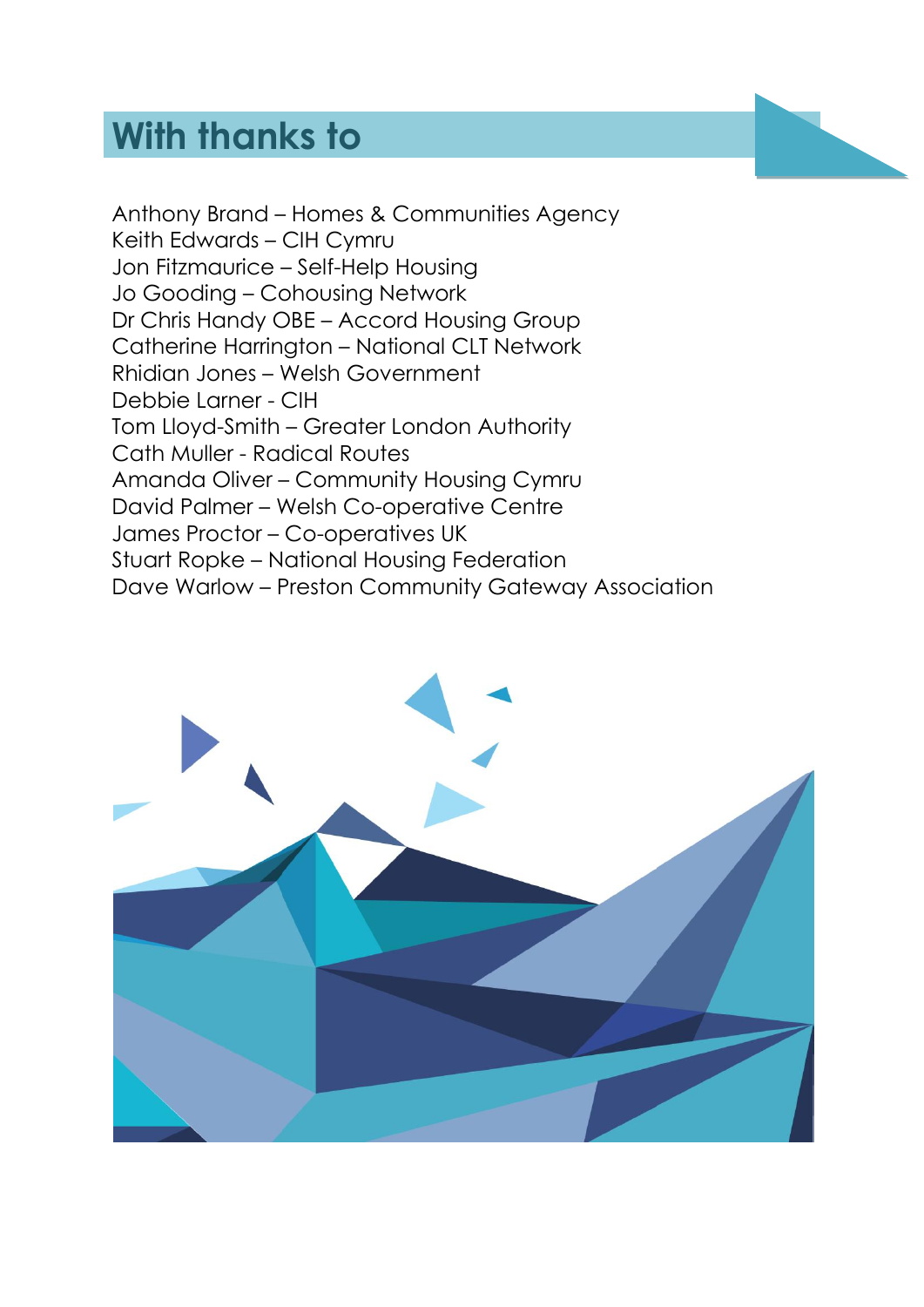## With thanks to

Anthony Brand – Homes & Communities Agency
Keith Edwards – CIH Cymru
Jon Fitzmaurice – Self-Help Housing
Jo Gooding – Cohousing Network
Dr Chris Handy OBE – Accord Housing Group
Catherine Harrington – National CLT Network
Rhidian Jones – Welsh Government
Debbie Larner - CIH
Tom Lloyd-Smith – Greater London Authority
Cath Muller - Radical Routes
Amanda Oliver – Community Housing Cymru
David Palmer – Welsh Co-operative Centre
James Proctor – Co-operatives UK
Stuart Ropke – National Housing Federation
Dave Warlow – Preston Community Gateway Association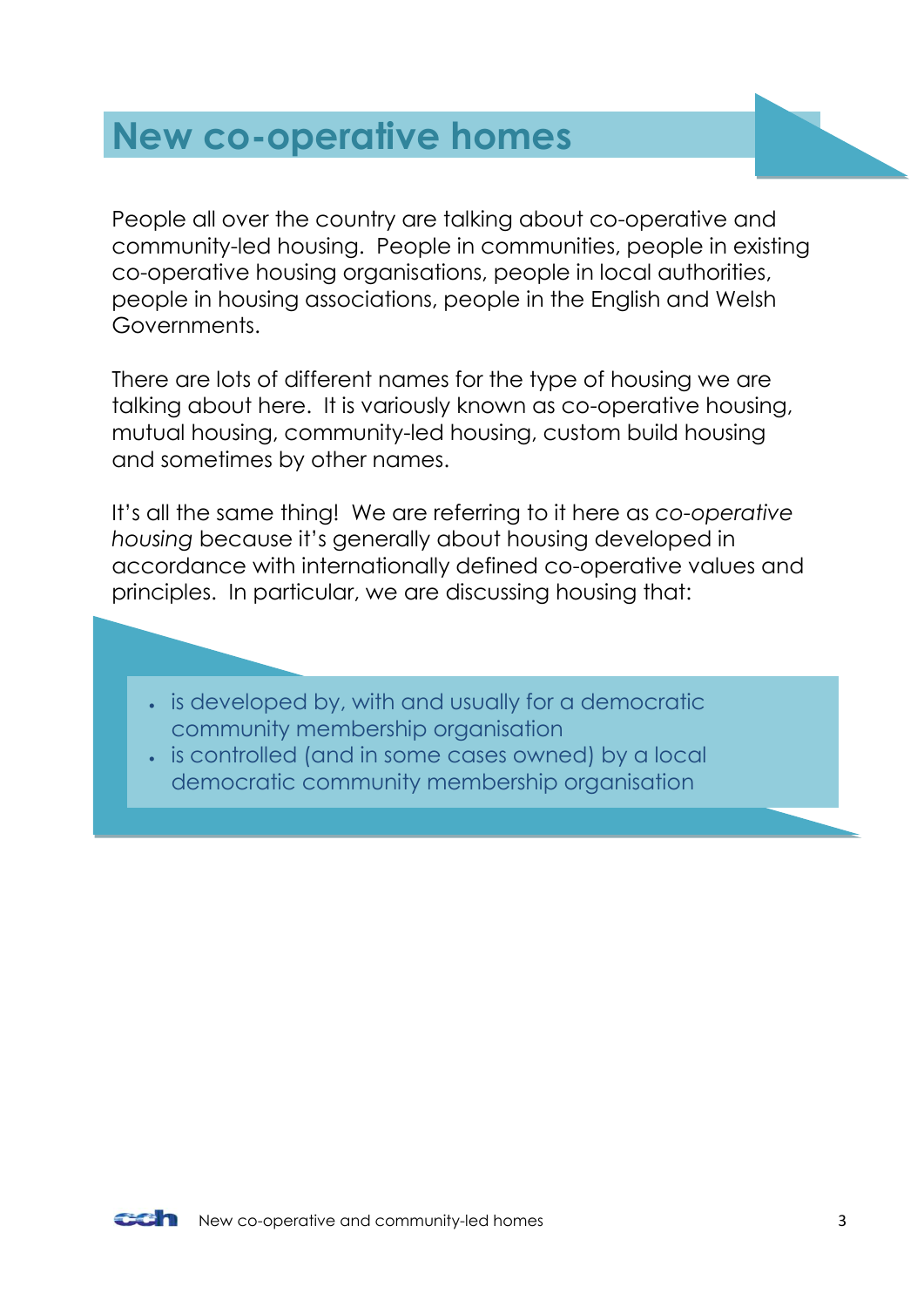# New co-operative homes

People all over the country are talking about co-operative and community-led housing. People in communities, people in existing co-operative housing organisations, people in local authorities, people in housing associations, people in the English and Welsh Governments.

There are lots of different names for the type of housing we are talking about here. It is variously known as co-operative housing, mutual housing, community-led housing, custom build housing and sometimes by other names.

It's all the same thing! We are referring to it here as *co-operative housing* because it's generally about housing developed in accordance with internationally defined co-operative values and principles. In particular, we are discussing housing that:

- is developed by, with and usually for a democratic community membership organisation
- is controlled (and in some cases owned) by a local democratic community membership organisation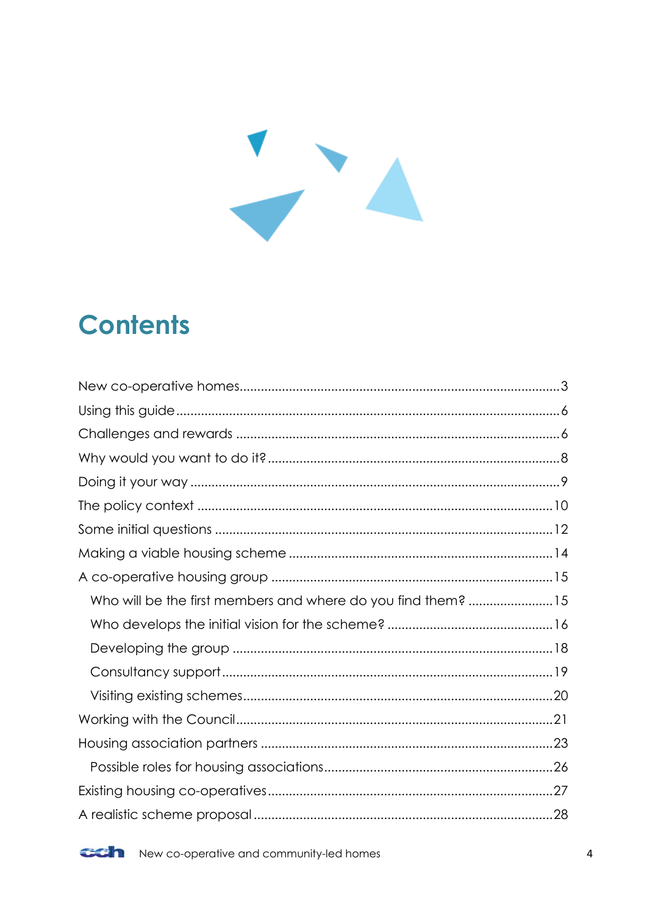# Contents

- New co-operative homes ... 3
- Using this guide ... 6
- Challenges and rewards ... 6
- Why would you want to do it? ... 8
- Doing it your way ... 9
- The policy context ... 10
- Some initial questions ... 12
- Making a viable housing scheme ... 14
- A co-operative housing group ... 15
  - Who will be the first members and where do you find them? ... 15
  - Who develops the initial vision for the scheme? ... 16
  - Developing the group ... 18
  - Consultancy support ... 19
  - Visiting existing schemes ... 20
- Working with the Council ... 21
- Housing association partners ... 23
  - Possible roles for housing associations ... 26
- Existing housing co-operatives ... 27
- A realistic scheme proposal ... 28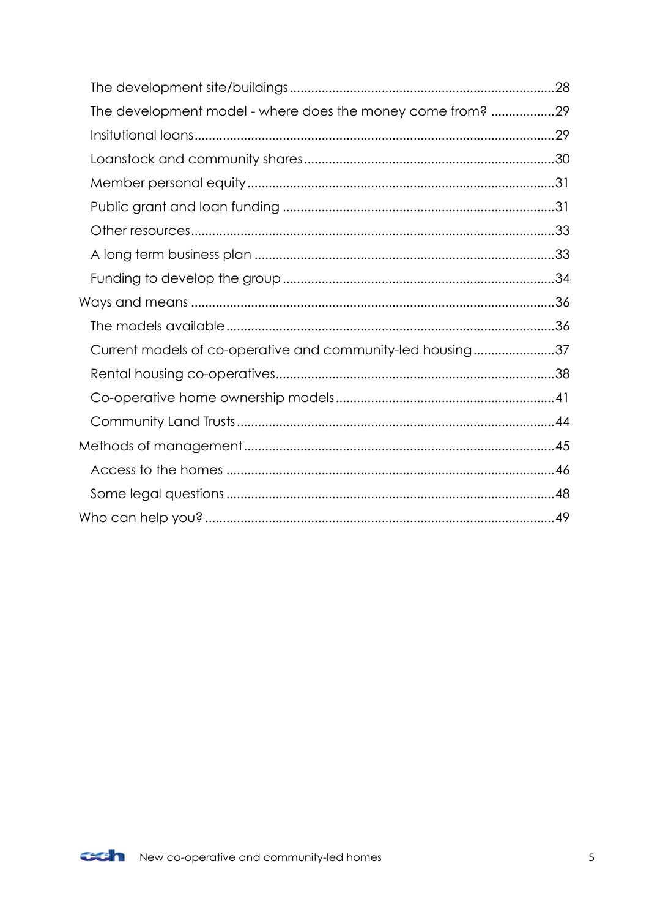- The development site/buildings ... 28
- The development model - where does the money come from? ... 29
- Insitutional loans ... 29
- Loanstock and community shares ... 30
- Member personal equity ... 31
- Public grant and loan funding ... 31
- Other resources ... 33
- A long term business plan ... 33
- Funding to develop the group ... 34

Ways and means ... 36

- The models available ... 36
- Current models of co-operative and community-led housing ... 37
- Rental housing co-operatives ... 38
- Co-operative home ownership models ... 41
- Community Land Trusts ... 44

Methods of management ... 45

- Access to the homes ... 46
- Some legal questions ... 48

Who can help you? ... 49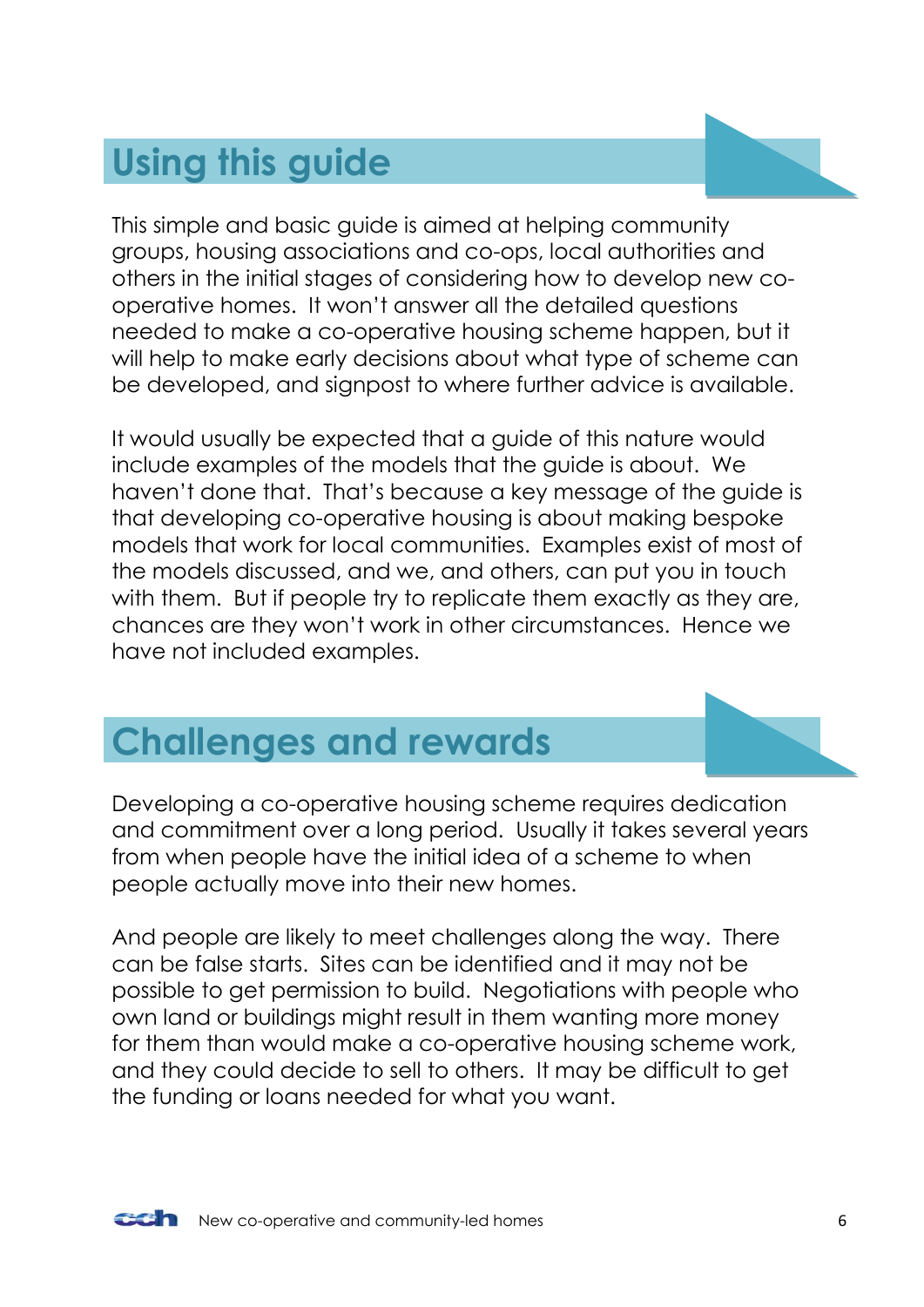## Using this guide

This simple and basic guide is aimed at helping community groups, housing associations and co-ops, local authorities and others in the initial stages of considering how to develop new co-operative homes. It won't answer all the detailed questions needed to make a co-operative housing scheme happen, but it will help to make early decisions about what type of scheme can be developed, and signpost to where further advice is available.

It would usually be expected that a guide of this nature would include examples of the models that the guide is about. We haven't done that. That's because a key message of the guide is that developing co-operative housing is about making bespoke models that work for local communities. Examples exist of most of the models discussed, and we, and others, can put you in touch with them. But if people try to replicate them exactly as they are, chances are they won't work in other circumstances. Hence we have not included examples.

## Challenges and rewards

Developing a co-operative housing scheme requires dedication and commitment over a long period. Usually it takes several years from when people have the initial idea of a scheme to when people actually move into their new homes.

And people are likely to meet challenges along the way. There can be false starts. Sites can be identified and it may not be possible to get permission to build. Negotiations with people who own land or buildings might result in them wanting more money for them than would make a co-operative housing scheme work, and they could decide to sell to others. It may be difficult to get the funding or loans needed for what you want.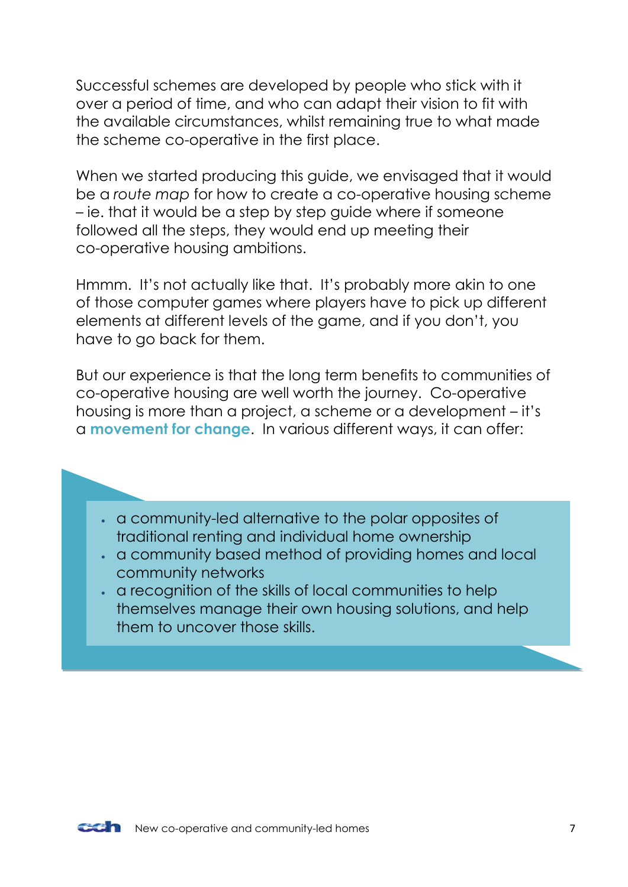Successful schemes are developed by people who stick with it over a period of time, and who can adapt their vision to fit with the available circumstances, whilst remaining true to what made the scheme co-operative in the first place.

When we started producing this guide, we envisaged that it would be a *route map* for how to create a co-operative housing scheme – ie. that it would be a step by step guide where if someone followed all the steps, they would end up meeting their co-operative housing ambitions.

Hmmm. It's not actually like that. It's probably more akin to one of those computer games where players have to pick up different elements at different levels of the game, and if you don't, you have to go back for them.

But our experience is that the long term benefits to communities of co-operative housing are well worth the journey. Co-operative housing is more than a project, a scheme or a development – it's a **movement for change**. In various different ways, it can offer:

- a community-led alternative to the polar opposites of traditional renting and individual home ownership
- a community based method of providing homes and local community networks
- a recognition of the skills of local communities to help themselves manage their own housing solutions, and help them to uncover those skills.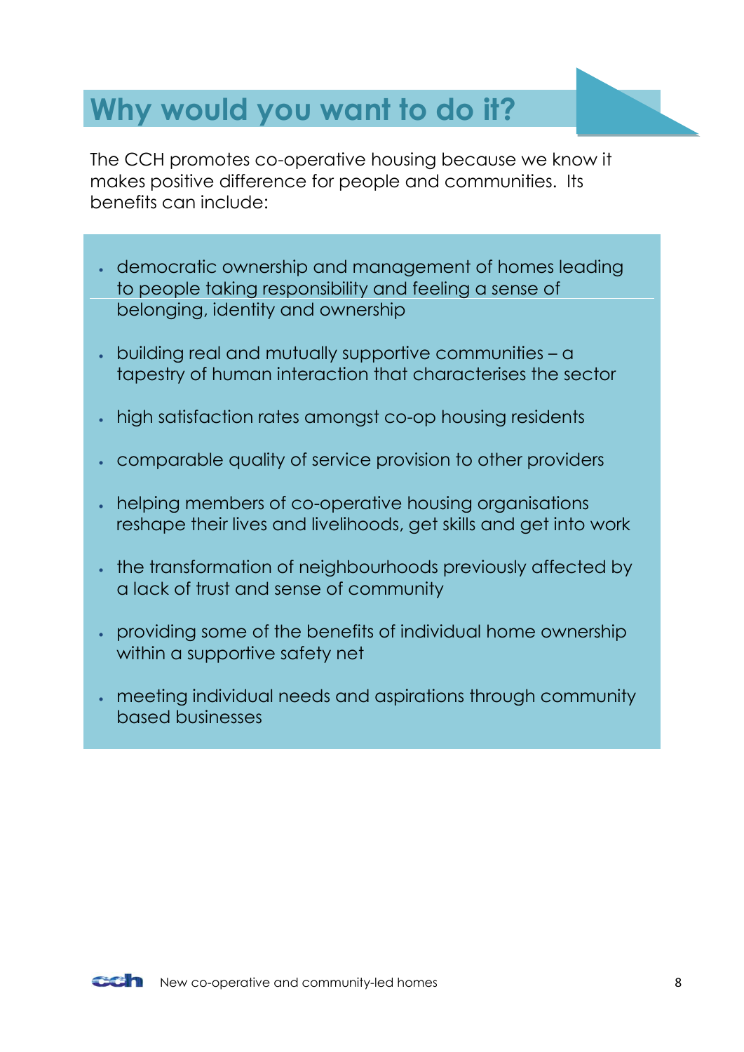# Why would you want to do it?

The CCH promotes co-operative housing because we know it makes positive difference for people and communities. Its benefits can include:

- democratic ownership and management of homes leading to people taking responsibility and feeling a sense of belonging, identity and ownership
- building real and mutually supportive communities – a tapestry of human interaction that characterises the sector
- high satisfaction rates amongst co-op housing residents
- comparable quality of service provision to other providers
- helping members of co-operative housing organisations reshape their lives and livelihoods, get skills and get into work
- the transformation of neighbourhoods previously affected by a lack of trust and sense of community
- providing some of the benefits of individual home ownership within a supportive safety net
- meeting individual needs and aspirations through community based businesses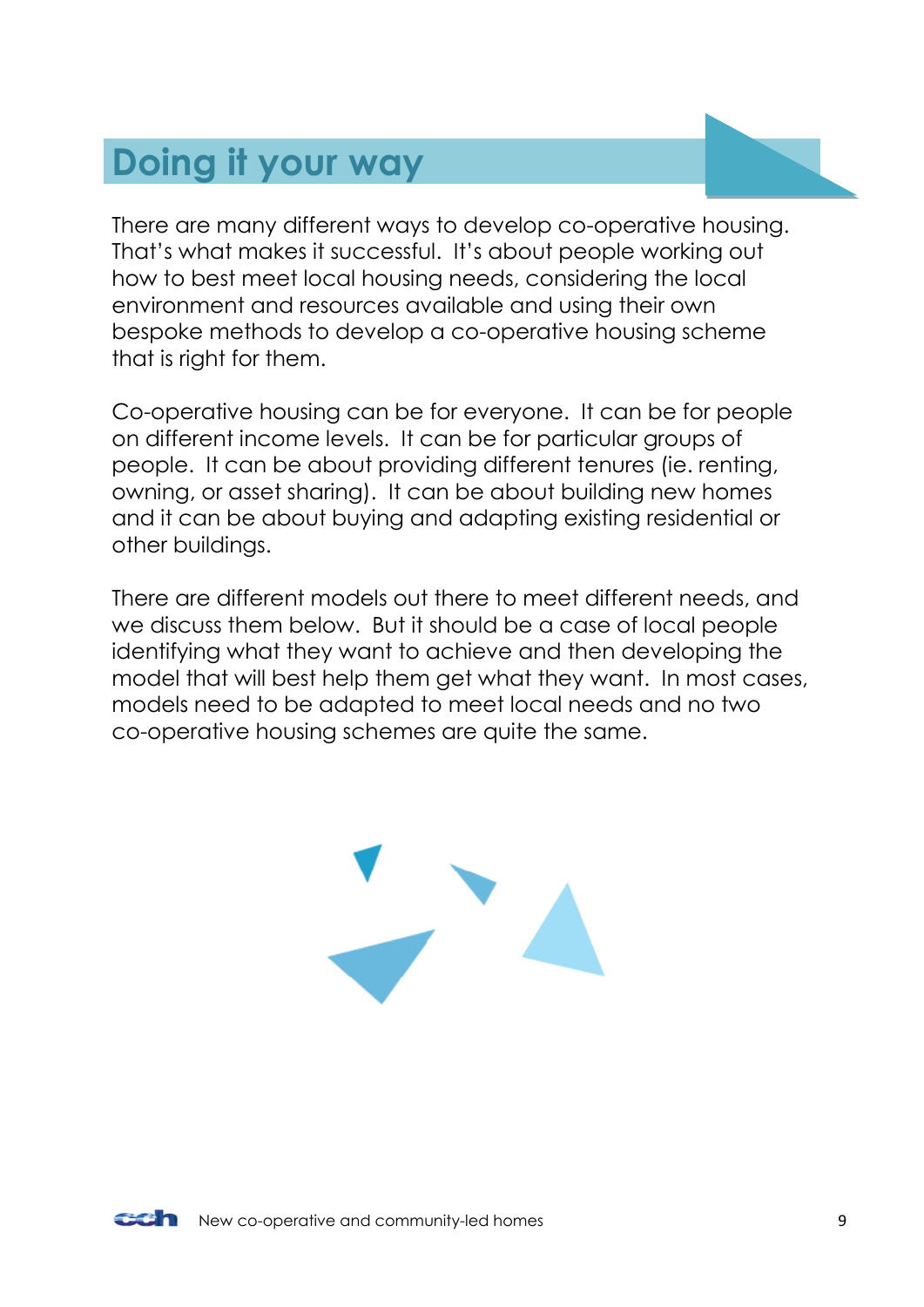# Doing it your way

There are many different ways to develop co-operative housing. That's what makes it successful. It's about people working out how to best meet local housing needs, considering the local environment and resources available and using their own bespoke methods to develop a co-operative housing scheme that is right for them.

Co-operative housing can be for everyone. It can be for people on different income levels. It can be for particular groups of people. It can be about providing different tenures (ie. renting, owning, or asset sharing). It can be about building new homes and it can be about buying and adapting existing residential or other buildings.

There are different models out there to meet different needs, and we discuss them below. But it should be a case of local people identifying what they want to achieve and then developing the model that will best help them get what they want. In most cases, models need to be adapted to meet local needs and no two co-operative housing schemes are quite the same.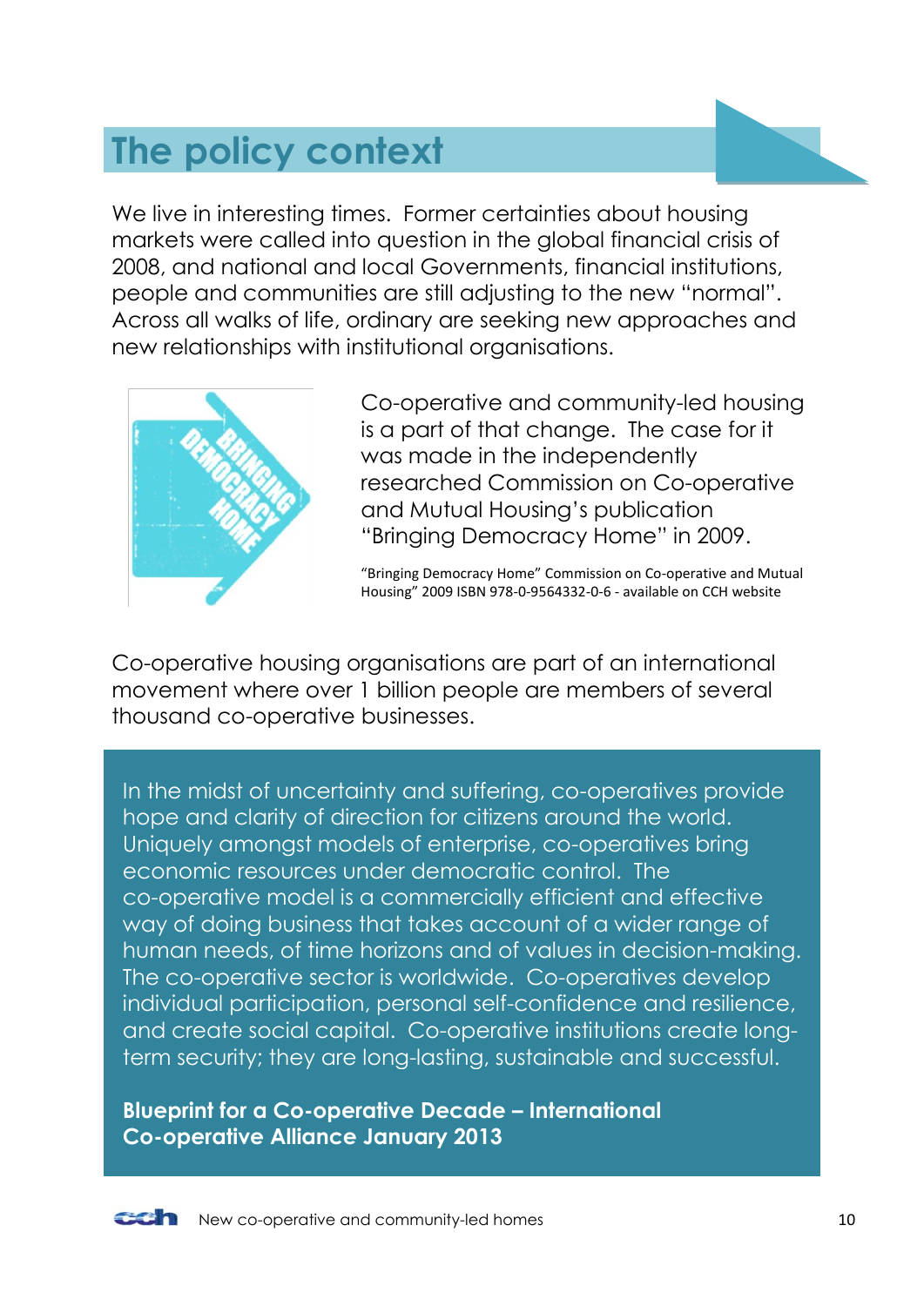# The policy context

We live in interesting times. Former certainties about housing markets were called into question in the global financial crisis of 2008, and national and local Governments, financial institutions, people and communities are still adjusting to the new "normal". Across all walks of life, ordinary are seeking new approaches and new relationships with institutional organisations.

Co-operative and community-led housing is a part of that change. The case for it was made in the independently researched Commission on Co-operative and Mutual Housing's publication "Bringing Democracy Home" in 2009.

"Bringing Democracy Home" Commission on Co-operative and Mutual Housing" 2009 ISBN 978-0-9564332-0-6 - available on CCH website

Co-operative housing organisations are part of an international movement where over 1 billion people are members of several thousand co-operative businesses.

> In the midst of uncertainty and suffering, co-operatives provide hope and clarity of direction for citizens around the world. Uniquely amongst models of enterprise, co-operatives bring economic resources under democratic control. The co-operative model is a commercially efficient and effective way of doing business that takes account of a wider range of human needs, of time horizons and of values in decision-making. The co-operative sector is worldwide. Co-operatives develop individual participation, personal self-confidence and resilience, and create social capital. Co-operative institutions create long-term security; they are long-lasting, sustainable and successful.
>
> **Blueprint for a Co-operative Decade – International Co-operative Alliance January 2013**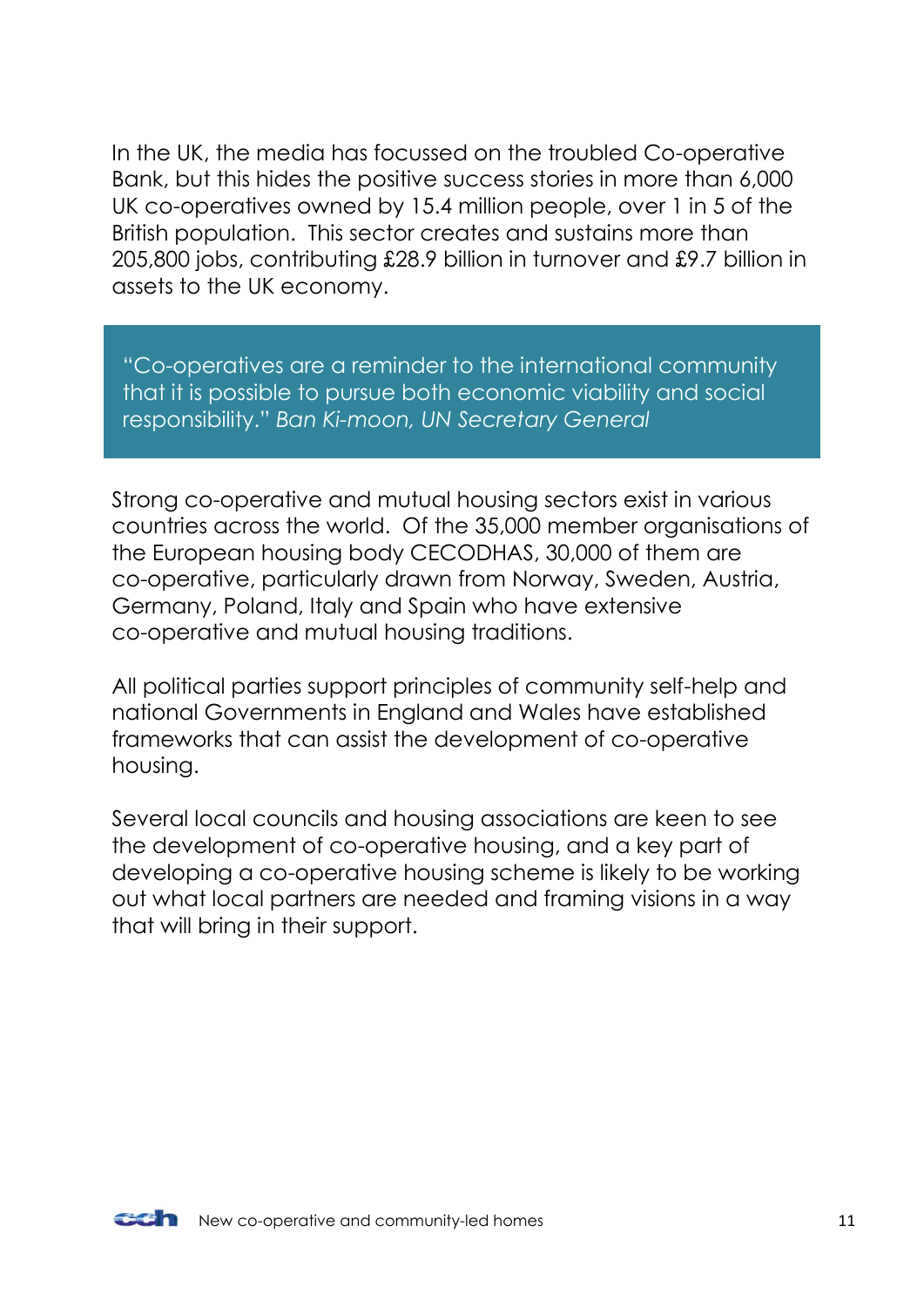In the UK, the media has focussed on the troubled Co-operative Bank, but this hides the positive success stories in more than 6,000 UK co-operatives owned by 15.4 million people, over 1 in 5 of the British population. This sector creates and sustains more than 205,800 jobs, contributing £28.9 billion in turnover and £9.7 billion in assets to the UK economy.

> "Co-operatives are a reminder to the international community that it is possible to pursue both economic viability and social responsibility." *Ban Ki-moon, UN Secretary General*

Strong co-operative and mutual housing sectors exist in various countries across the world. Of the 35,000 member organisations of the European housing body CECODHAS, 30,000 of them are co-operative, particularly drawn from Norway, Sweden, Austria, Germany, Poland, Italy and Spain who have extensive co-operative and mutual housing traditions.

All political parties support principles of community self-help and national Governments in England and Wales have established frameworks that can assist the development of co-operative housing.

Several local councils and housing associations are keen to see the development of co-operative housing, and a key part of developing a co-operative housing scheme is likely to be working out what local partners are needed and framing visions in a way that will bring in their support.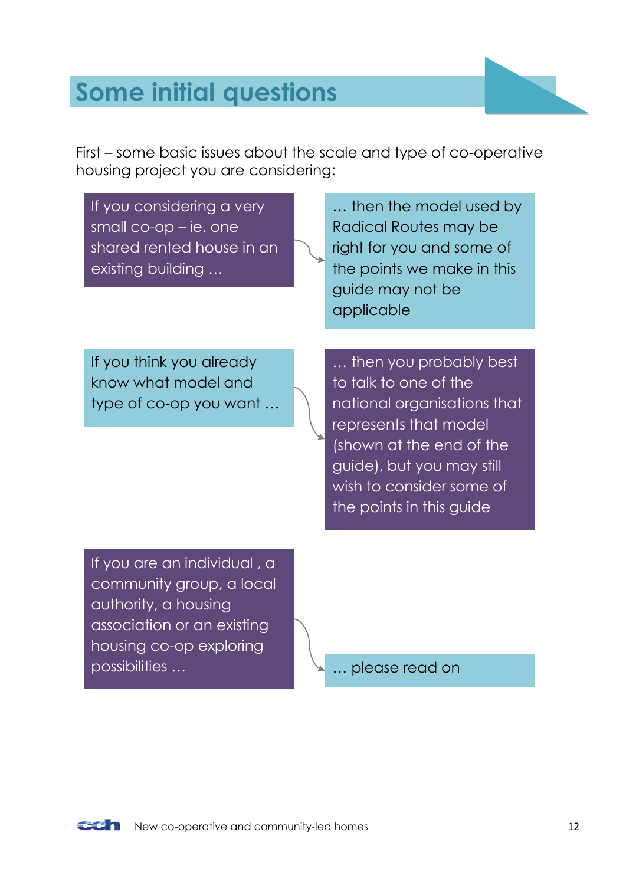## Some initial questions

First – some basic issues about the scale and type of co-operative housing project you are considering:

| | |
|---|---|
| If you considering a very small co-op – ie. one shared rented house in an existing building … | … then the model used by Radical Routes may be right for you and some of the points we make in this guide may not be applicable |
| If you think you already know what model and type of co-op you want … | … then you probably best to talk to one of the national organisations that represents that model (shown at the end of the guide), but you may still wish to consider some of the points in this guide |
| If you are an individual , a community group, a local authority, a housing association or an existing housing co-op exploring possibilities … | … please read on |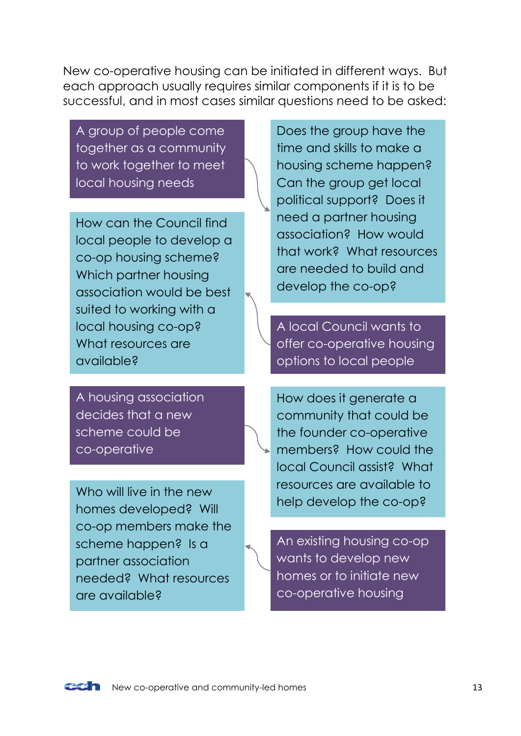New co-operative housing can be initiated in different ways. But each approach usually requires similar components if it is to be successful, and in most cases similar questions need to be asked:

**A group of people come together as a community to work together to meet local housing needs**

Does the group have the time and skills to make a housing scheme happen? Can the group get local political support? Does it need a partner housing association? How would that work? What resources are needed to build and develop the co-op?

**A local Council wants to offer co-operative housing options to local people**

How can the Council find local people to develop a co-op housing scheme? Which partner housing association would be best suited to working with a local housing co-op? What resources are available?

**A housing association decides that a new scheme could be co-operative**

How does it generate a community that could be the founder co-operative members? How could the local Council assist? What resources are available to help develop the co-op?

**An existing housing co-op wants to develop new homes or to initiate new co-operative housing**

Who will live in the new homes developed? Will co-op members make the scheme happen? Is a partner association needed? What resources are available?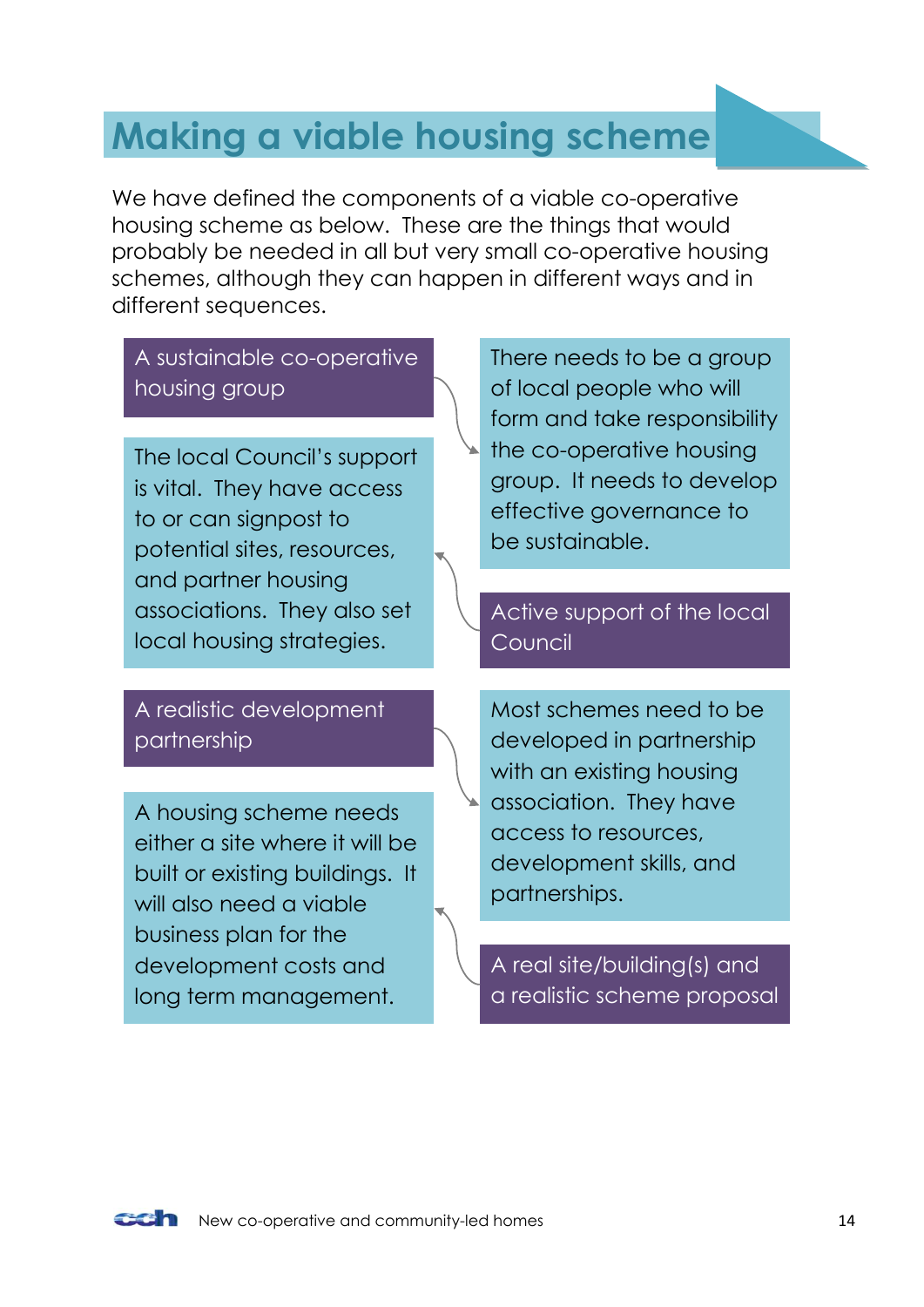# Making a viable housing scheme

We have defined the components of a viable co-operative housing scheme as below. These are the things that would probably be needed in all but very small co-operative housing schemes, although they can happen in different ways and in different sequences.

**A sustainable co-operative housing group**

There needs to be a group of local people who will form and take responsibility the co-operative housing group. It needs to develop effective governance to be sustainable.

**Active support of the local Council**

The local Council's support is vital. They have access to or can signpost to potential sites, resources, and partner housing associations. They also set local housing strategies.

**A realistic development partnership**

Most schemes need to be developed in partnership with an existing housing association. They have access to resources, development skills, and partnerships.

**A real site/building(s) and a realistic scheme proposal**

A housing scheme needs either a site where it will be built or existing buildings. It will also need a viable business plan for the development costs and long term management.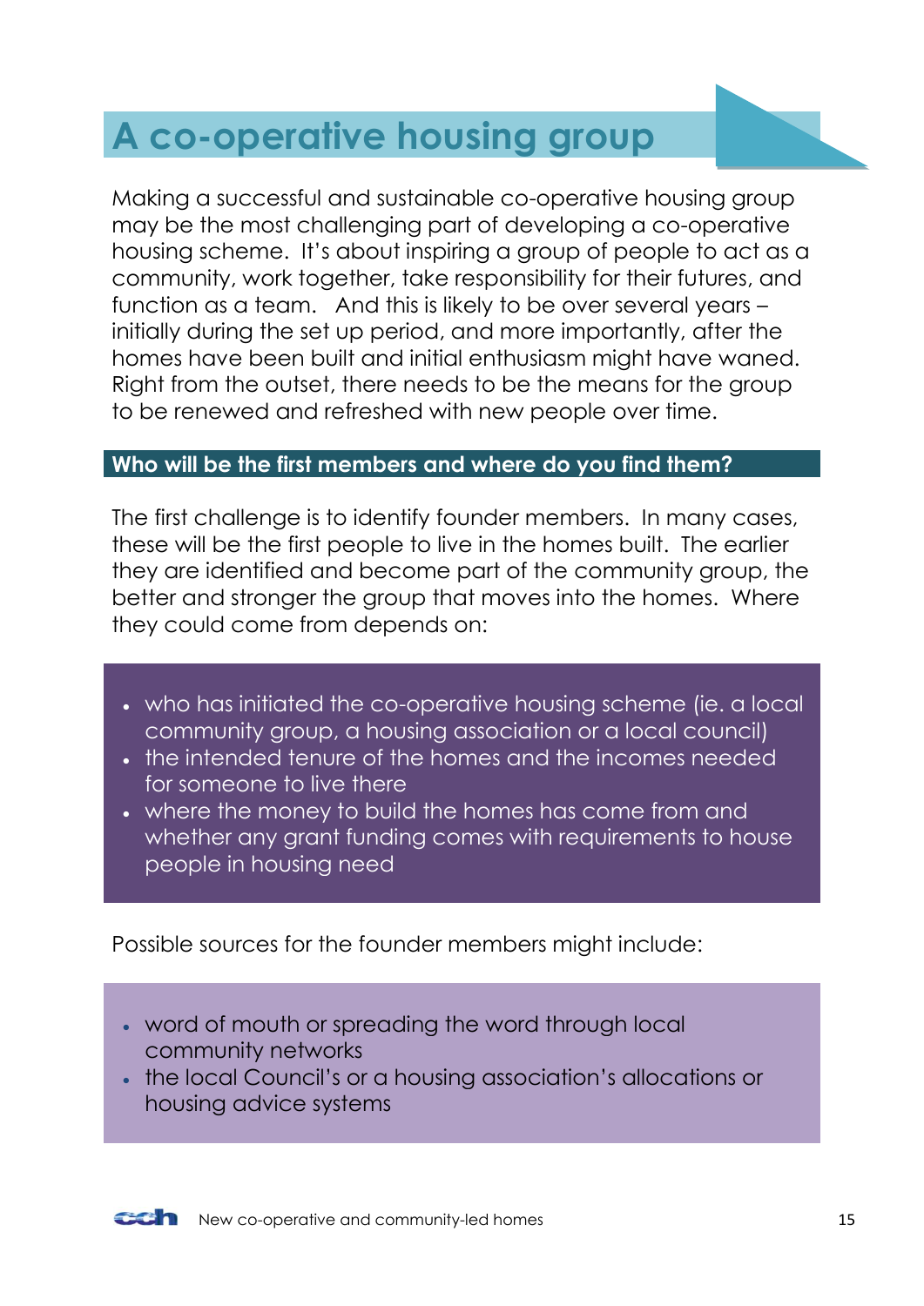# A co-operative housing group

Making a successful and sustainable co-operative housing group may be the most challenging part of developing a co-operative housing scheme. It's about inspiring a group of people to act as a community, work together, take responsibility for their futures, and function as a team. And this is likely to be over several years – initially during the set up period, and more importantly, after the homes have been built and initial enthusiasm might have waned. Right from the outset, there needs to be the means for the group to be renewed and refreshed with new people over time.

## Who will be the first members and where do you find them?

The first challenge is to identify founder members. In many cases, these will be the first people to live in the homes built. The earlier they are identified and become part of the community group, the better and stronger the group that moves into the homes. Where they could come from depends on:

- who has initiated the co-operative housing scheme (ie. a local community group, a housing association or a local council)
- the intended tenure of the homes and the incomes needed for someone to live there
- where the money to build the homes has come from and whether any grant funding comes with requirements to house people in housing need

Possible sources for the founder members might include:

- word of mouth or spreading the word through local community networks
- the local Council's or a housing association's allocations or housing advice systems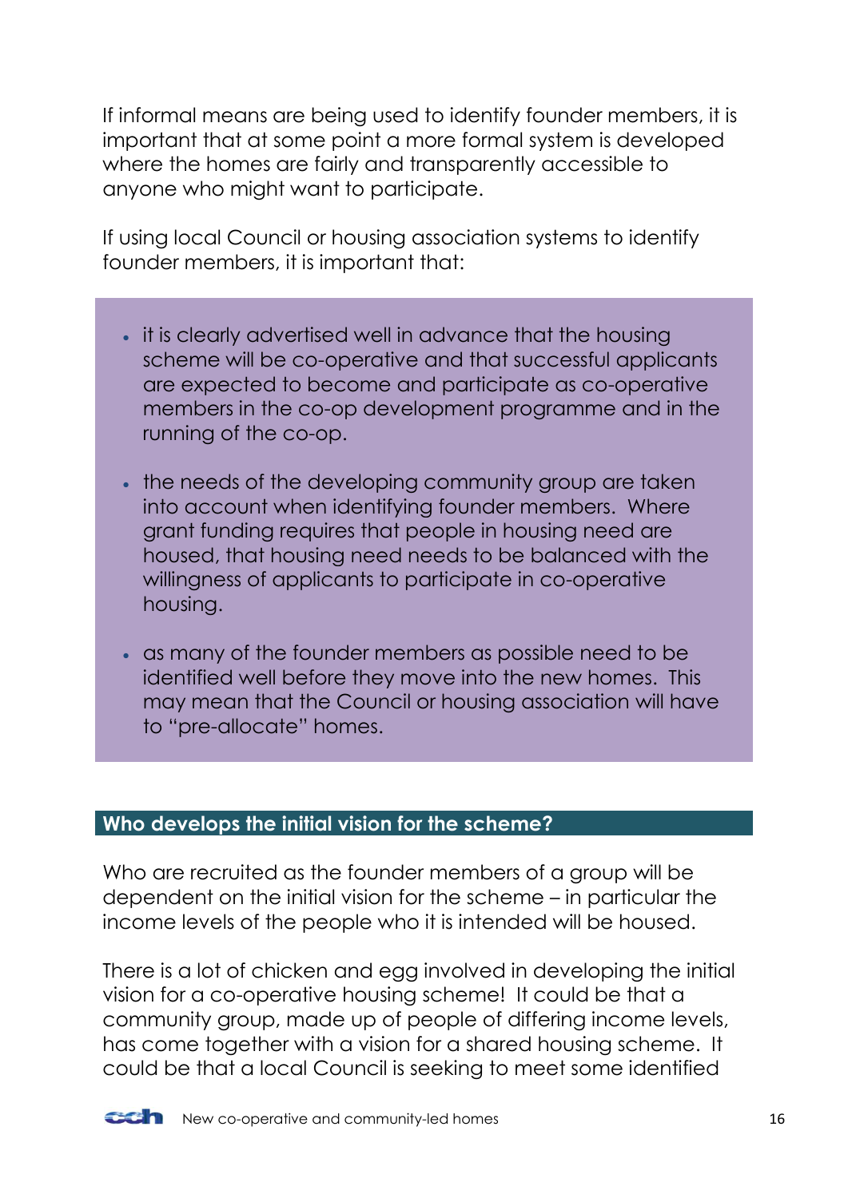If informal means are being used to identify founder members, it is important that at some point a more formal system is developed where the homes are fairly and transparently accessible to anyone who might want to participate.

If using local Council or housing association systems to identify founder members, it is important that:

- it is clearly advertised well in advance that the housing scheme will be co-operative and that successful applicants are expected to become and participate as co-operative members in the co-op development programme and in the running of the co-op.

- the needs of the developing community group are taken into account when identifying founder members. Where grant funding requires that people in housing need are housed, that housing need needs to be balanced with the willingness of applicants to participate in co-operative housing.

- as many of the founder members as possible need to be identified well before they move into the new homes. This may mean that the Council or housing association will have to "pre-allocate" homes.

## Who develops the initial vision for the scheme?

Who are recruited as the founder members of a group will be dependent on the initial vision for the scheme – in particular the income levels of the people who it is intended will be housed.

There is a lot of chicken and egg involved in developing the initial vision for a co-operative housing scheme! It could be that a community group, made up of people of differing income levels, has come together with a vision for a shared housing scheme. It could be that a local Council is seeking to meet some identified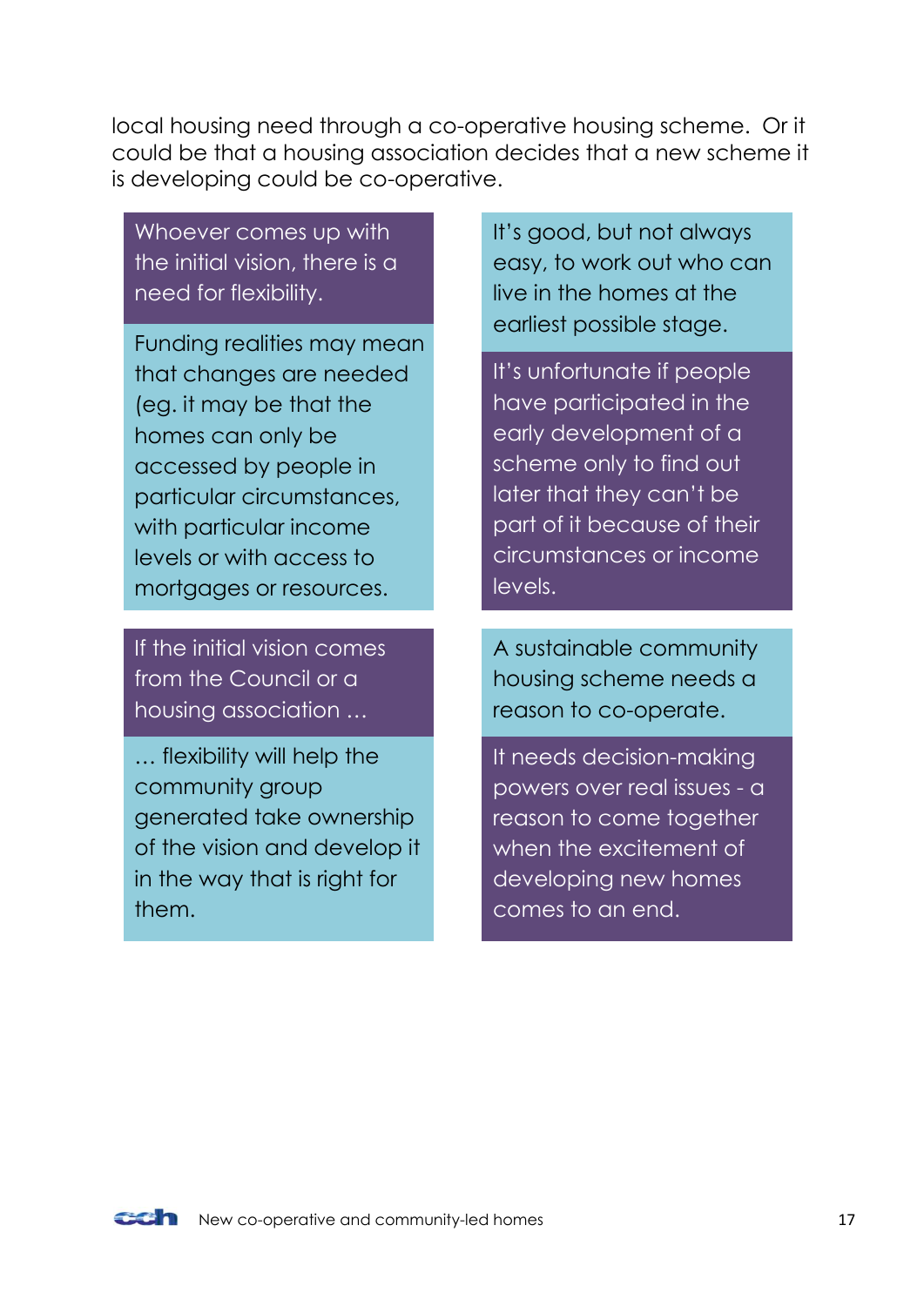local housing need through a co-operative housing scheme. Or it could be that a housing association decides that a new scheme it is developing could be co-operative.

Whoever comes up with the initial vision, there is a need for flexibility.

Funding realities may mean that changes are needed (eg. it may be that the homes can only be accessed by people in particular circumstances, with particular income levels or with access to mortgages or resources.

If the initial vision comes from the Council or a housing association …

… flexibility will help the community group generated take ownership of the vision and develop it in the way that is right for them.

It's good, but not always easy, to work out who can live in the homes at the earliest possible stage.

It's unfortunate if people have participated in the early development of a scheme only to find out later that they can't be part of it because of their circumstances or income levels.

A sustainable community housing scheme needs a reason to co-operate.

It needs decision-making powers over real issues - a reason to come together when the excitement of developing new homes comes to an end.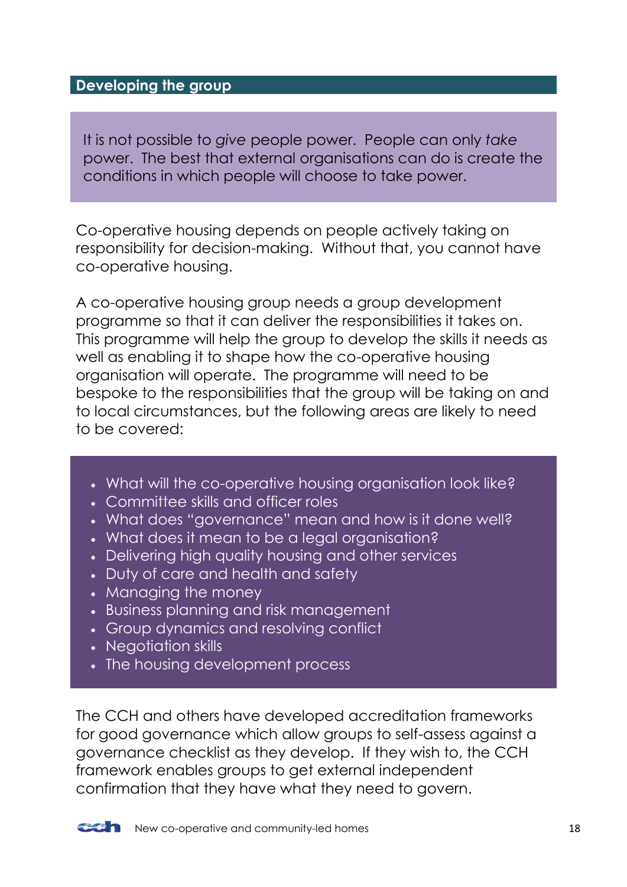## Developing the group

It is not possible to *give* people power. People can only *take* power. The best that external organisations can do is create the conditions in which people will choose to take power.

Co-operative housing depends on people actively taking on responsibility for decision-making. Without that, you cannot have co-operative housing.

A co-operative housing group needs a group development programme so that it can deliver the responsibilities it takes on. This programme will help the group to develop the skills it needs as well as enabling it to shape how the co-operative housing organisation will operate. The programme will need to be bespoke to the responsibilities that the group will be taking on and to local circumstances, but the following areas are likely to need to be covered:

- What will the co-operative housing organisation look like?
- Committee skills and officer roles
- What does "governance" mean and how is it done well?
- What does it mean to be a legal organisation?
- Delivering high quality housing and other services
- Duty of care and health and safety
- Managing the money
- Business planning and risk management
- Group dynamics and resolving conflict
- Negotiation skills
- The housing development process

The CCH and others have developed accreditation frameworks for good governance which allow groups to self-assess against a governance checklist as they develop. If they wish to, the CCH framework enables groups to get external independent confirmation that they have what they need to govern.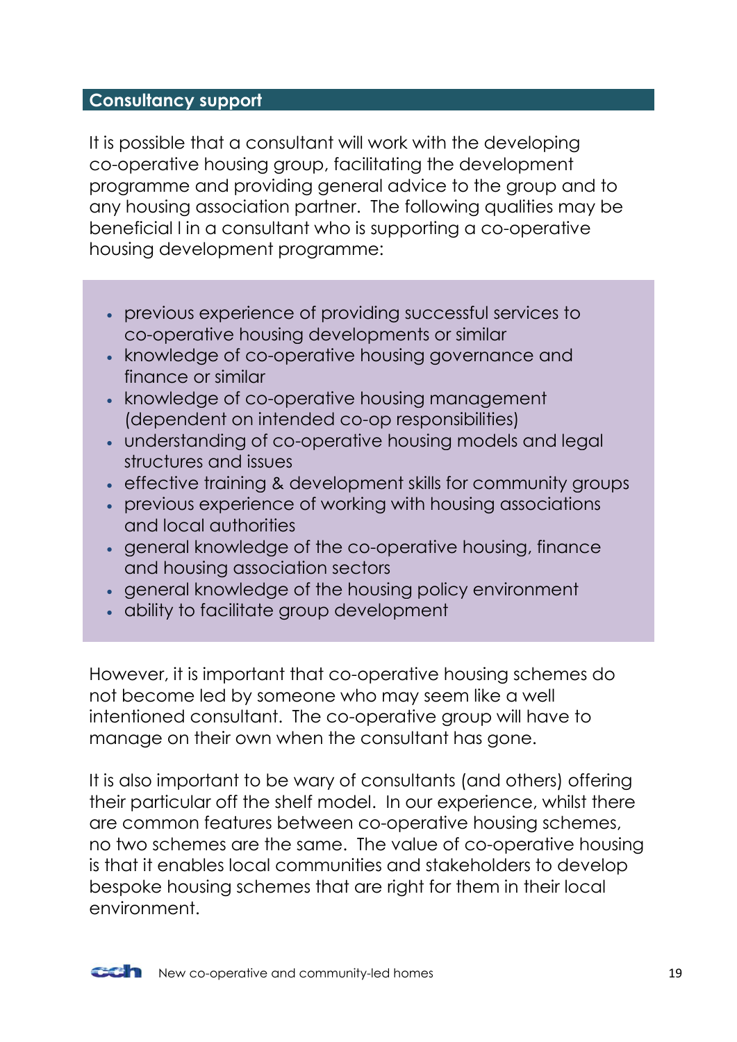## Consultancy support

It is possible that a consultant will work with the developing co-operative housing group, facilitating the development programme and providing general advice to the group and to any housing association partner. The following qualities may be beneficial l in a consultant who is supporting a co-operative housing development programme:

- previous experience of providing successful services to co-operative housing developments or similar
- knowledge of co-operative housing governance and finance or similar
- knowledge of co-operative housing management (dependent on intended co-op responsibilities)
- understanding of co-operative housing models and legal structures and issues
- effective training & development skills for community groups
- previous experience of working with housing associations and local authorities
- general knowledge of the co-operative housing, finance and housing association sectors
- general knowledge of the housing policy environment
- ability to facilitate group development

However, it is important that co-operative housing schemes do not become led by someone who may seem like a well intentioned consultant. The co-operative group will have to manage on their own when the consultant has gone.

It is also important to be wary of consultants (and others) offering their particular off the shelf model. In our experience, whilst there are common features between co-operative housing schemes, no two schemes are the same. The value of co-operative housing is that it enables local communities and stakeholders to develop bespoke housing schemes that are right for them in their local environment.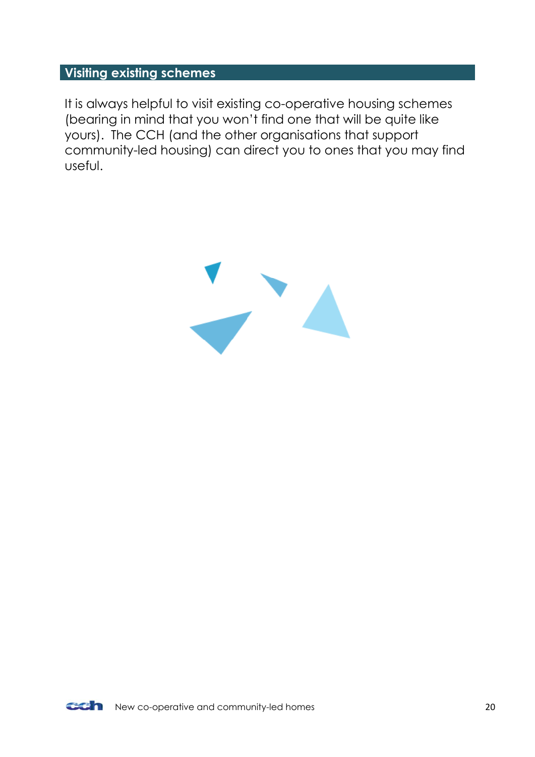## Visiting existing schemes

It is always helpful to visit existing co-operative housing schemes (bearing in mind that you won't find one that will be quite like yours). The CCH (and the other organisations that support community-led housing) can direct you to ones that you may find useful.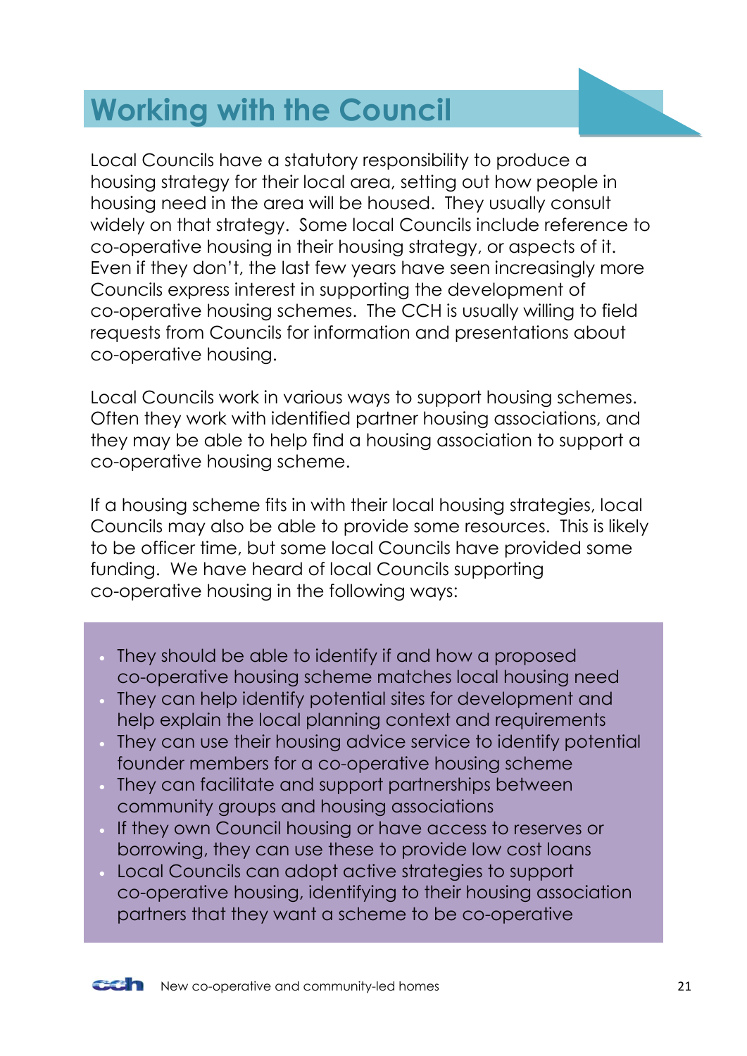# Working with the Council

Local Councils have a statutory responsibility to produce a housing strategy for their local area, setting out how people in housing need in the area will be housed. They usually consult widely on that strategy. Some local Councils include reference to co-operative housing in their housing strategy, or aspects of it. Even if they don't, the last few years have seen increasingly more Councils express interest in supporting the development of co-operative housing schemes. The CCH is usually willing to field requests from Councils for information and presentations about co-operative housing.

Local Councils work in various ways to support housing schemes. Often they work with identified partner housing associations, and they may be able to help find a housing association to support a co-operative housing scheme.

If a housing scheme fits in with their local housing strategies, local Councils may also be able to provide some resources. This is likely to be officer time, but some local Councils have provided some funding. We have heard of local Councils supporting co-operative housing in the following ways:

- They should be able to identify if and how a proposed co-operative housing scheme matches local housing need
- They can help identify potential sites for development and help explain the local planning context and requirements
- They can use their housing advice service to identify potential founder members for a co-operative housing scheme
- They can facilitate and support partnerships between community groups and housing associations
- If they own Council housing or have access to reserves or borrowing, they can use these to provide low cost loans
- Local Councils can adopt active strategies to support co-operative housing, identifying to their housing association partners that they want a scheme to be co-operative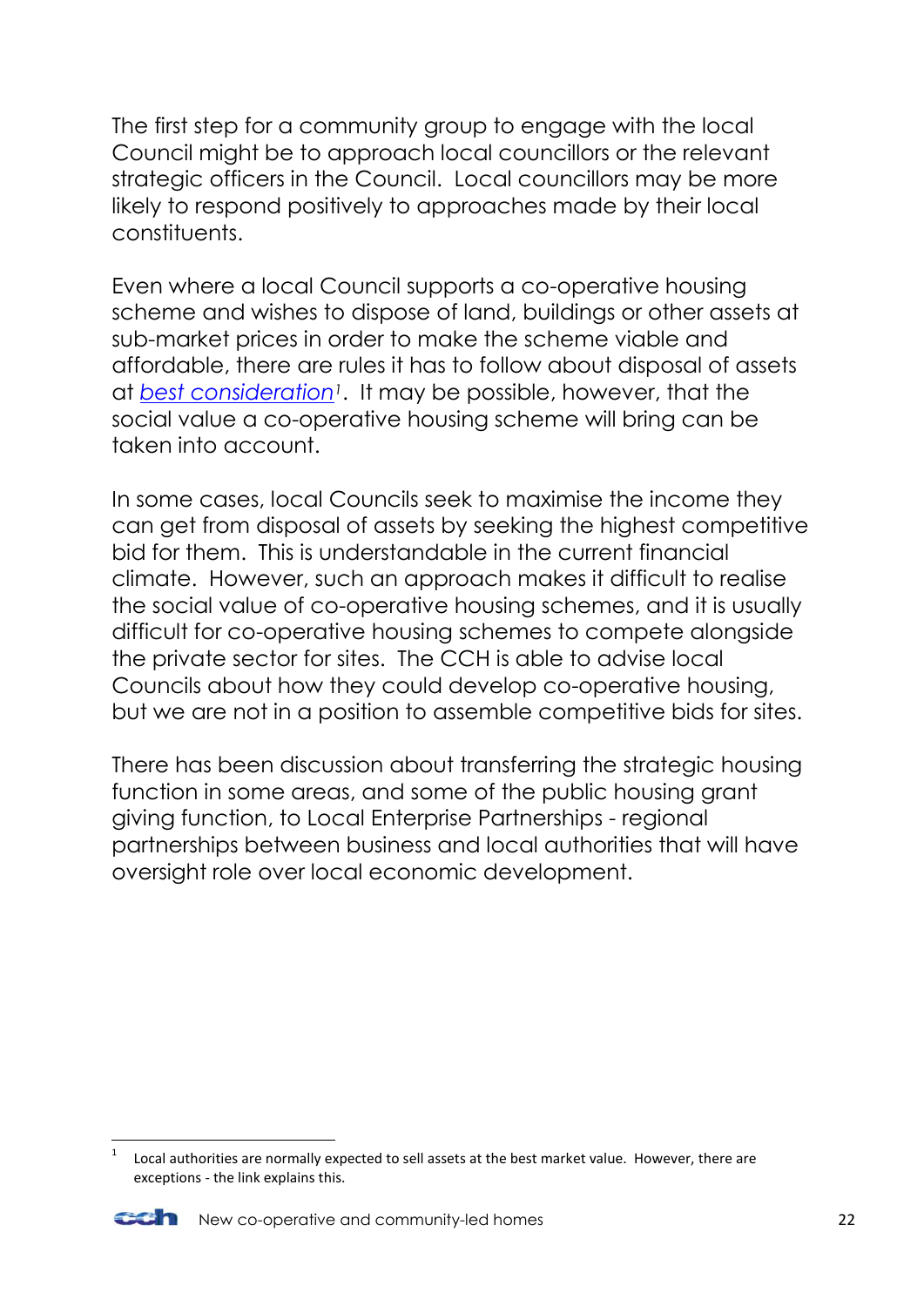The first step for a community group to engage with the local Council might be to approach local councillors or the relevant strategic officers in the Council. Local councillors may be more likely to respond positively to approaches made by their local constituents.

Even where a local Council supports a co-operative housing scheme and wishes to dispose of land, buildings or other assets at sub-market prices in order to make the scheme viable and affordable, there are rules it has to follow about disposal of assets at *best consideration*[1]. It may be possible, however, that the social value a co-operative housing scheme will bring can be taken into account.

In some cases, local Councils seek to maximise the income they can get from disposal of assets by seeking the highest competitive bid for them. This is understandable in the current financial climate. However, such an approach makes it difficult to realise the social value of co-operative housing schemes, and it is usually difficult for co-operative housing schemes to compete alongside the private sector for sites. The CCH is able to advise local Councils about how they could develop co-operative housing, but we are not in a position to assemble competitive bids for sites.

There has been discussion about transferring the strategic housing function in some areas, and some of the public housing grant giving function, to Local Enterprise Partnerships - regional partnerships between business and local authorities that will have oversight role over local economic development.

---

[1] Local authorities are normally expected to sell assets at the best market value. However, there are exceptions - the link explains this.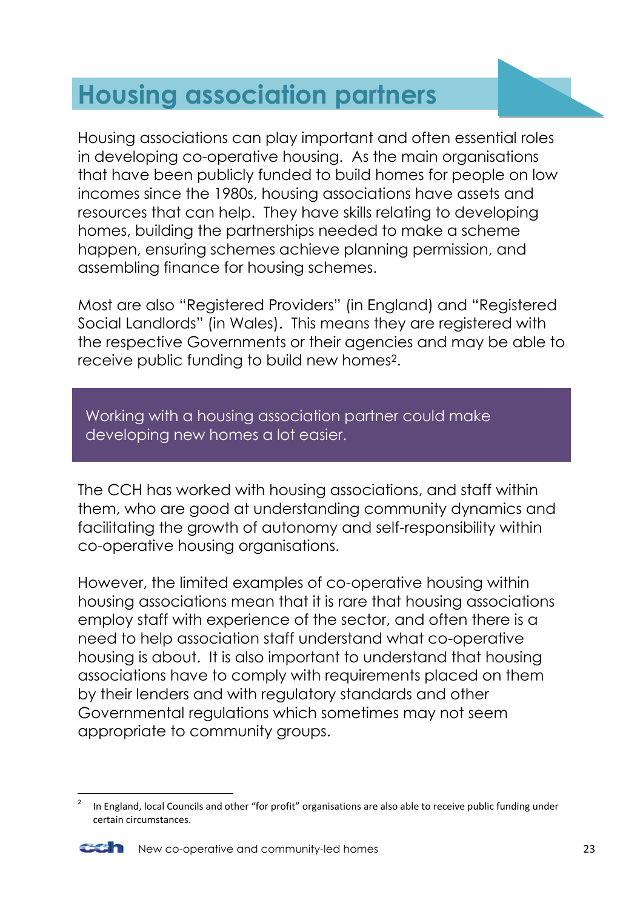# Housing association partners

Housing associations can play important and often essential roles in developing co-operative housing. As the main organisations that have been publicly funded to build homes for people on low incomes since the 1980s, housing associations have assets and resources that can help. They have skills relating to developing homes, building the partnerships needed to make a scheme happen, ensuring schemes achieve planning permission, and assembling finance for housing schemes.

Most are also "Registered Providers" (in England) and "Registered Social Landlords" (in Wales). This means they are registered with the respective Governments or their agencies and may be able to receive public funding to build new homes[2].

> Working with a housing association partner could make developing new homes a lot easier.

The CCH has worked with housing associations, and staff within them, who are good at understanding community dynamics and facilitating the growth of autonomy and self-responsibility within co-operative housing organisations.

However, the limited examples of co-operative housing within housing associations mean that it is rare that housing associations employ staff with experience of the sector, and often there is a need to help association staff understand what co-operative housing is about. It is also important to understand that housing associations have to comply with requirements placed on them by their lenders and with regulatory standards and other Governmental regulations which sometimes may not seem appropriate to community groups.

---

[2] In England, local Councils and other "for profit" organisations are also able to receive public funding under certain circumstances.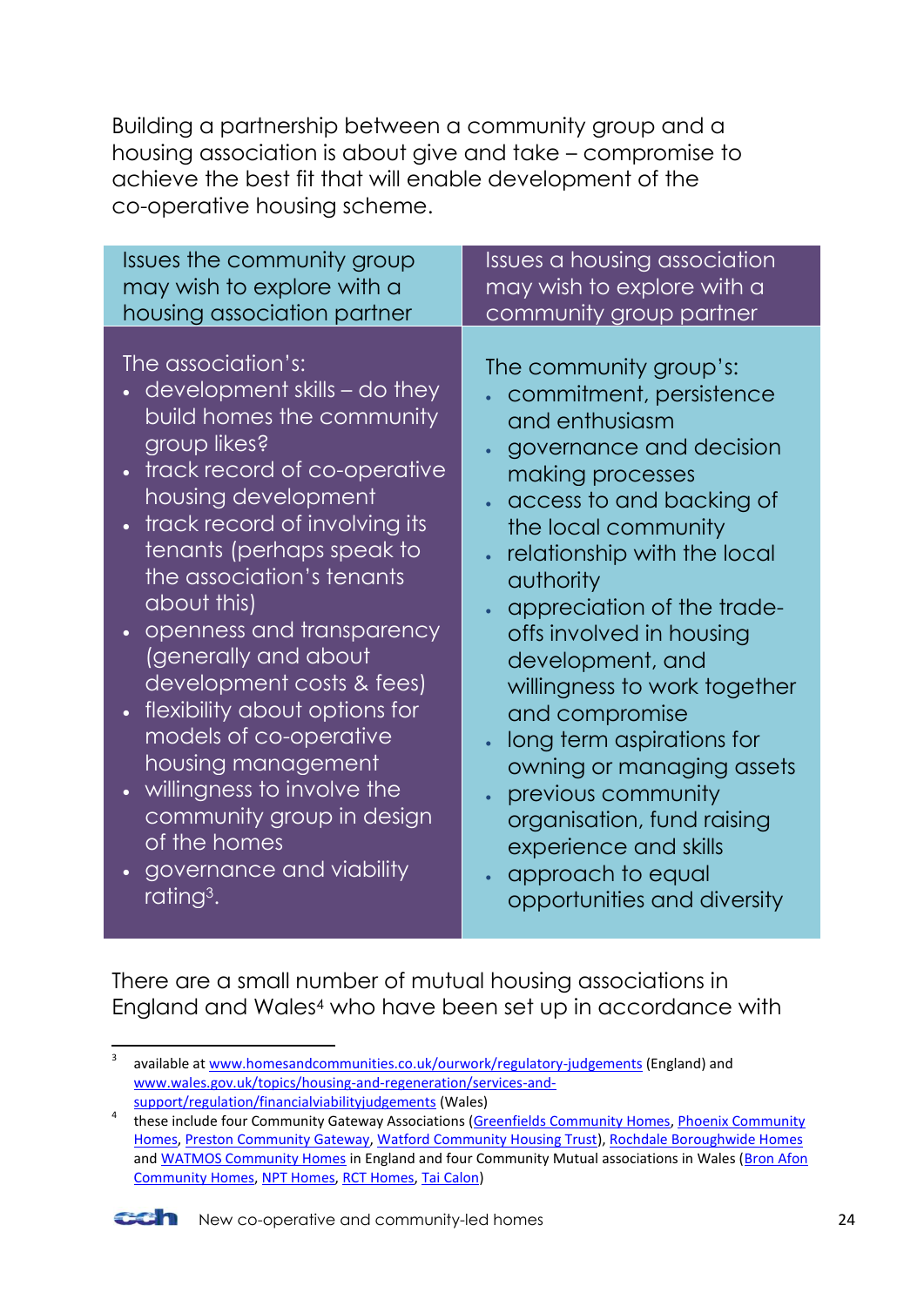Building a partnership between a community group and a housing association is about give and take – compromise to achieve the best fit that will enable development of the co-operative housing scheme.

| Issues the community group may wish to explore with a housing association partner | Issues a housing association may wish to explore with a community group partner |
| --- | --- |
| The association's:<br>• development skills – do they build homes the community group likes?<br>• track record of co-operative housing development<br>• track record of involving its tenants (perhaps speak to the association's tenants about this)<br>• openness and transparency (generally and about development costs & fees)<br>• flexibility about options for models of co-operative housing management<br>• willingness to involve the community group in design of the homes<br>• governance and viability rating[3]. | The community group's:<br>• commitment, persistence and enthusiasm<br>• governance and decision making processes<br>• access to and backing of the local community<br>• relationship with the local authority<br>• appreciation of the trade-offs involved in housing development, and willingness to work together and compromise<br>• long term aspirations for owning or managing assets<br>• previous community organisation, fund raising experience and skills<br>• approach to equal opportunities and diversity |

There are a small number of mutual housing associations in England and Wales[4] who have been set up in accordance with

---

[3] available at www.homesandcommunities.co.uk/ourwork/regulatory-judgements (England) and www.wales.gov.uk/topics/housing-and-regeneration/services-and-support/regulation/financialviabilityjudgements (Wales)

[4] these include four Community Gateway Associations (Greenfields Community Homes, Phoenix Community Homes, Preston Community Gateway, Watford Community Housing Trust), Rochdale Boroughwide Homes and WATMOS Community Homes in England and four Community Mutual associations in Wales (Bron Afon Community Homes, NPT Homes, RCT Homes, Tai Calon)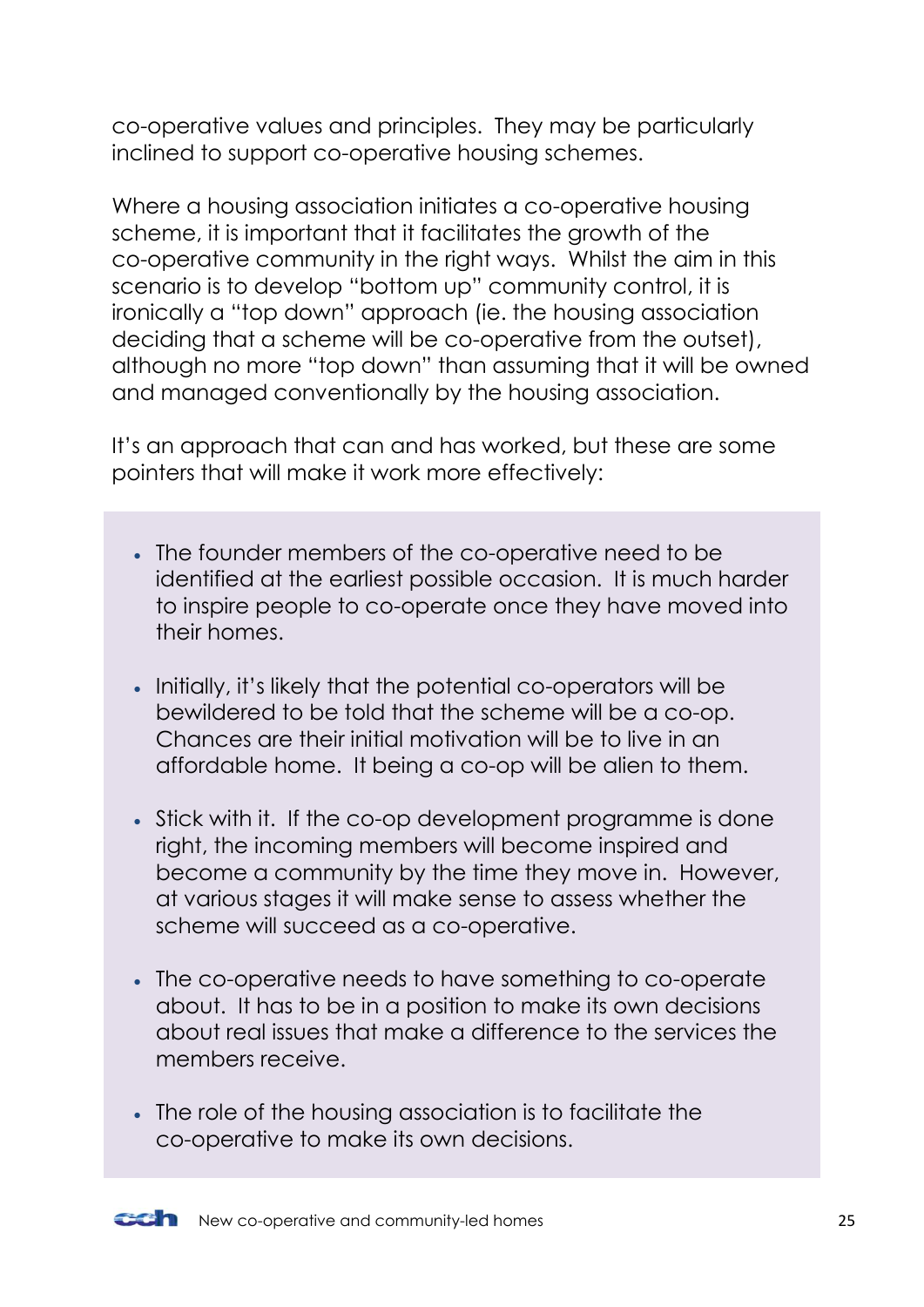co-operative values and principles. They may be particularly inclined to support co-operative housing schemes.

Where a housing association initiates a co-operative housing scheme, it is important that it facilitates the growth of the co-operative community in the right ways. Whilst the aim in this scenario is to develop "bottom up" community control, it is ironically a "top down" approach (ie. the housing association deciding that a scheme will be co-operative from the outset), although no more "top down" than assuming that it will be owned and managed conventionally by the housing association.

It's an approach that can and has worked, but these are some pointers that will make it work more effectively:

- The founder members of the co-operative need to be identified at the earliest possible occasion. It is much harder to inspire people to co-operate once they have moved into their homes.
- Initially, it's likely that the potential co-operators will be bewildered to be told that the scheme will be a co-op. Chances are their initial motivation will be to live in an affordable home. It being a co-op will be alien to them.
- Stick with it. If the co-op development programme is done right, the incoming members will become inspired and become a community by the time they move in. However, at various stages it will make sense to assess whether the scheme will succeed as a co-operative.
- The co-operative needs to have something to co-operate about. It has to be in a position to make its own decisions about real issues that make a difference to the services the members receive.
- The role of the housing association is to facilitate the co-operative to make its own decisions.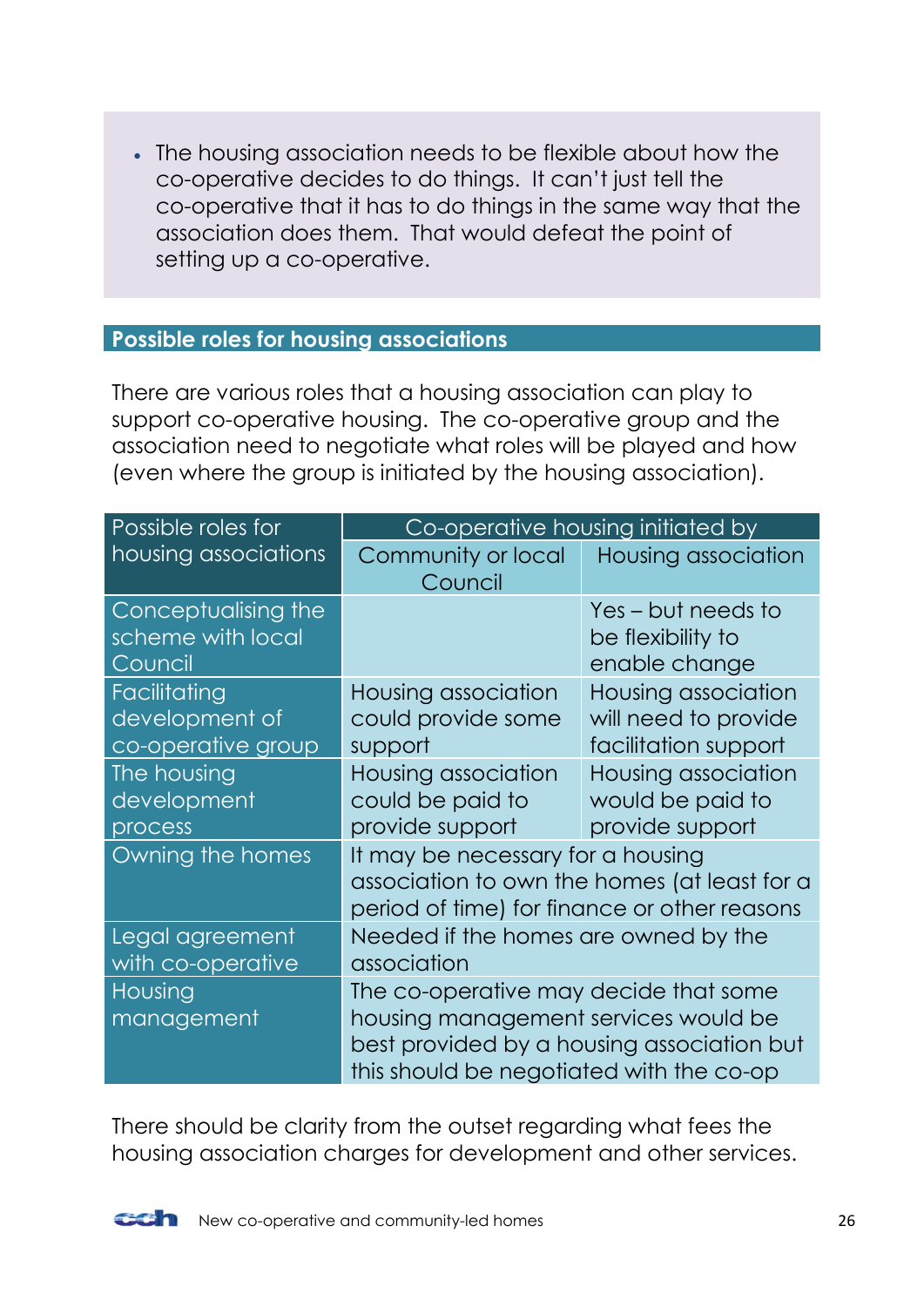- The housing association needs to be flexible about how the co-operative decides to do things. It can't just tell the co-operative that it has to do things in the same way that the association does them. That would defeat the point of setting up a co-operative.

## Possible roles for housing associations

There are various roles that a housing association can play to support co-operative housing. The co-operative group and the association need to negotiate what roles will be played and how (even where the group is initiated by the housing association).

| Possible roles for housing associations | Co-operative housing initiated by | |
|---|---|---|
| | Community or local Council | Housing association |
| Conceptualising the scheme with local Council | | Yes – but needs to be flexibility to enable change |
| Facilitating development of co-operative group | Housing association could provide some support | Housing association will need to provide facilitation support |
| The housing development process | Housing association could be paid to provide support | Housing association would be paid to provide support |
| Owning the homes | It may be necessary for a housing association to own the homes (at least for a period of time) for finance or other reasons | |
| Legal agreement with co-operative | Needed if the homes are owned by the association | |
| Housing management | The co-operative may decide that some housing management services would be best provided by a housing association but this should be negotiated with the co-op | |

There should be clarity from the outset regarding what fees the housing association charges for development and other services.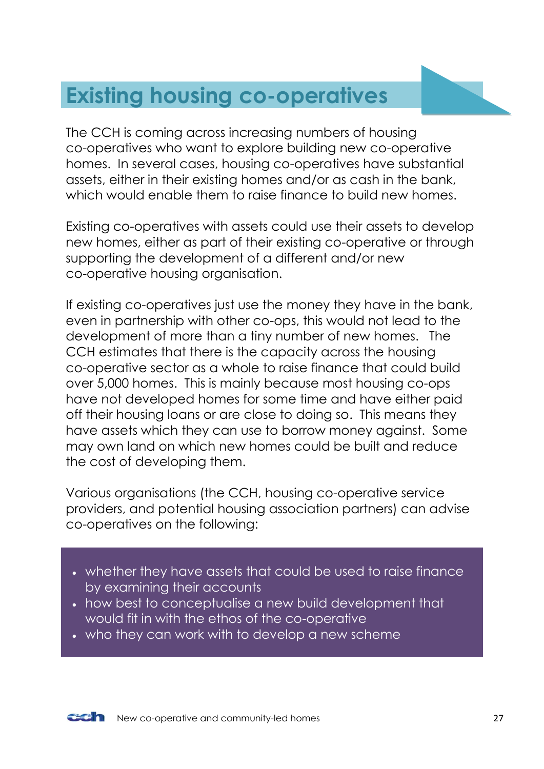# Existing housing co-operatives

The CCH is coming across increasing numbers of housing co-operatives who want to explore building new co-operative homes. In several cases, housing co-operatives have substantial assets, either in their existing homes and/or as cash in the bank, which would enable them to raise finance to build new homes.

Existing co-operatives with assets could use their assets to develop new homes, either as part of their existing co-operative or through supporting the development of a different and/or new co-operative housing organisation.

If existing co-operatives just use the money they have in the bank, even in partnership with other co-ops, this would not lead to the development of more than a tiny number of new homes. The CCH estimates that there is the capacity across the housing co-operative sector as a whole to raise finance that could build over 5,000 homes. This is mainly because most housing co-ops have not developed homes for some time and have either paid off their housing loans or are close to doing so. This means they have assets which they can use to borrow money against. Some may own land on which new homes could be built and reduce the cost of developing them.

Various organisations (the CCH, housing co-operative service providers, and potential housing association partners) can advise co-operatives on the following:

- whether they have assets that could be used to raise finance by examining their accounts
- how best to conceptualise a new build development that would fit in with the ethos of the co-operative
- who they can work with to develop a new scheme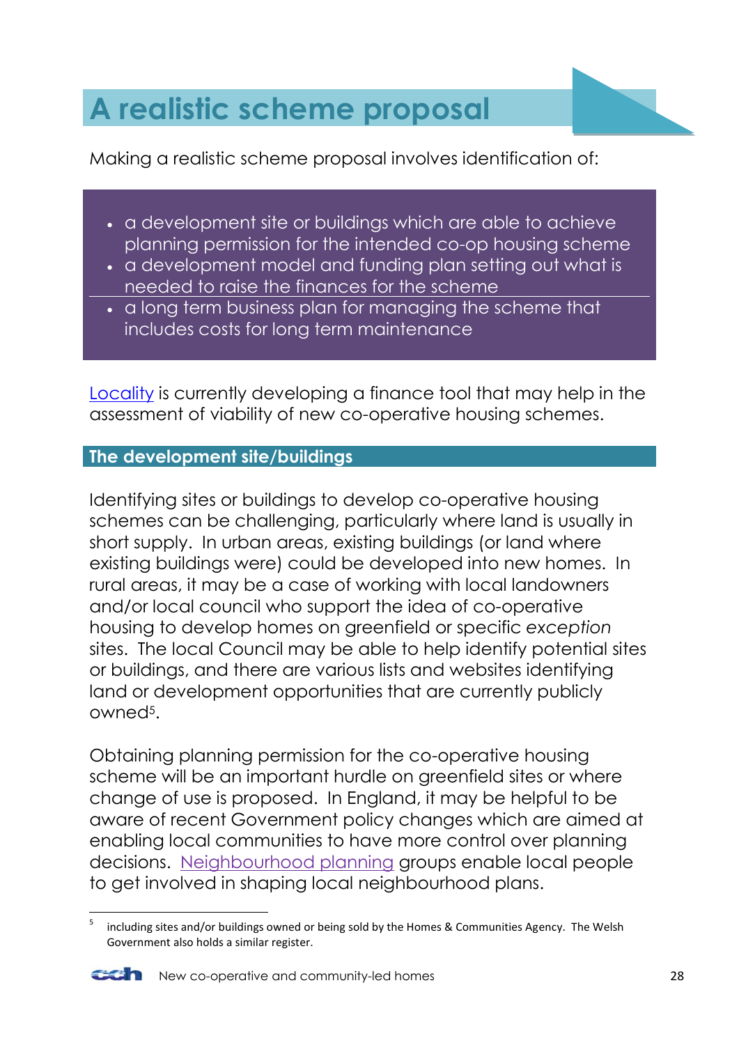# A realistic scheme proposal

Making a realistic scheme proposal involves identification of:

- a development site or buildings which are able to achieve planning permission for the intended co-op housing scheme
- a development model and funding plan setting out what is needed to raise the finances for the scheme
- a long term business plan for managing the scheme that includes costs for long term maintenance

Locality is currently developing a finance tool that may help in the assessment of viability of new co-operative housing schemes.

## The development site/buildings

Identifying sites or buildings to develop co-operative housing schemes can be challenging, particularly where land is usually in short supply. In urban areas, existing buildings (or land where existing buildings were) could be developed into new homes. In rural areas, it may be a case of working with local landowners and/or local council who support the idea of co-operative housing to develop homes on greenfield or specific *exception* sites. The local Council may be able to help identify potential sites or buildings, and there are various lists and websites identifying land or development opportunities that are currently publicly owned[5].

Obtaining planning permission for the co-operative housing scheme will be an important hurdle on greenfield sites or where change of use is proposed. In England, it may be helpful to be aware of recent Government policy changes which are aimed at enabling local communities to have more control over planning decisions. Neighbourhood planning groups enable local people to get involved in shaping local neighbourhood plans.

[5] including sites and/or buildings owned or being sold by the Homes & Communities Agency. The Welsh Government also holds a similar register.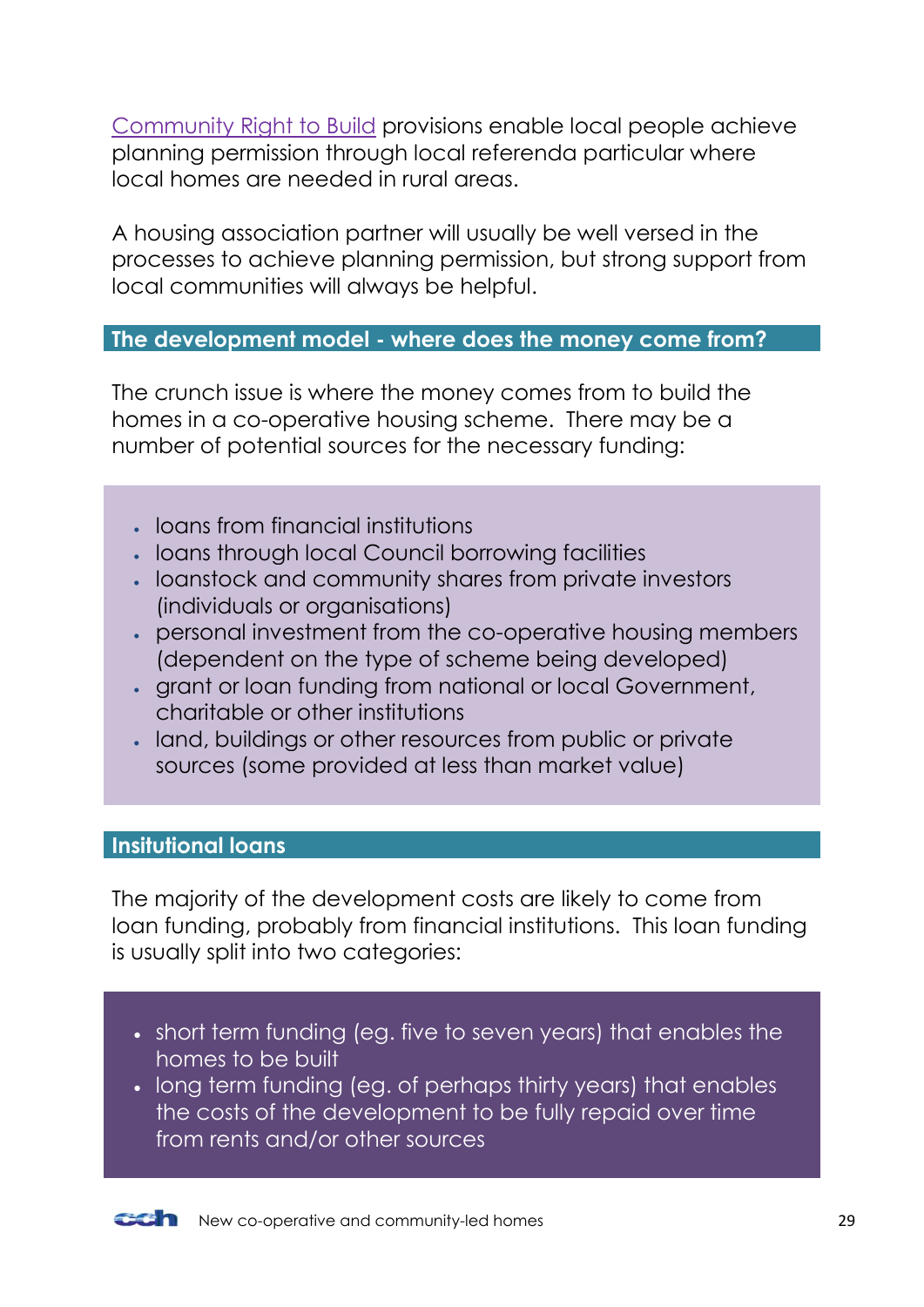Community Right to Build provisions enable local people achieve planning permission through local referenda particular where local homes are needed in rural areas.

A housing association partner will usually be well versed in the processes to achieve planning permission, but strong support from local communities will always be helpful.

## The development model - where does the money come from?

The crunch issue is where the money comes from to build the homes in a co-operative housing scheme. There may be a number of potential sources for the necessary funding:

- loans from financial institutions
- loans through local Council borrowing facilities
- loanstock and community shares from private investors (individuals or organisations)
- personal investment from the co-operative housing members (dependent on the type of scheme being developed)
- grant or loan funding from national or local Government, charitable or other institutions
- land, buildings or other resources from public or private sources (some provided at less than market value)

## Insitutional loans

The majority of the development costs are likely to come from loan funding, probably from financial institutions. This loan funding is usually split into two categories:

- short term funding (eg. five to seven years) that enables the homes to be built
- long term funding (eg. of perhaps thirty years) that enables the costs of the development to be fully repaid over time from rents and/or other sources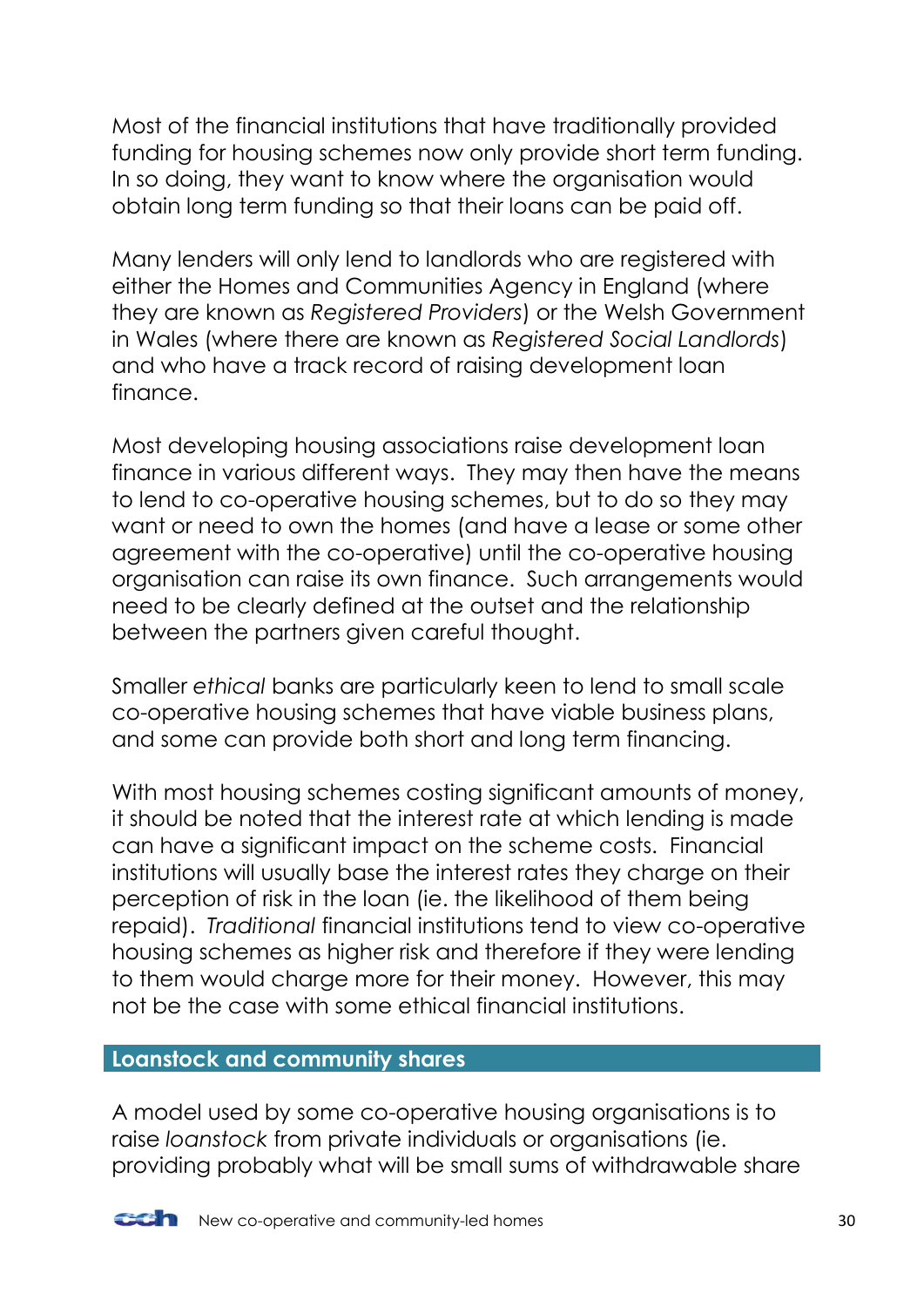Most of the financial institutions that have traditionally provided funding for housing schemes now only provide short term funding. In so doing, they want to know where the organisation would obtain long term funding so that their loans can be paid off.

Many lenders will only lend to landlords who are registered with either the Homes and Communities Agency in England (where they are known as *Registered Providers*) or the Welsh Government in Wales (where there are known as *Registered Social Landlords*) and who have a track record of raising development loan finance.

Most developing housing associations raise development loan finance in various different ways. They may then have the means to lend to co-operative housing schemes, but to do so they may want or need to own the homes (and have a lease or some other agreement with the co-operative) until the co-operative housing organisation can raise its own finance. Such arrangements would need to be clearly defined at the outset and the relationship between the partners given careful thought.

Smaller *ethical* banks are particularly keen to lend to small scale co-operative housing schemes that have viable business plans, and some can provide both short and long term financing.

With most housing schemes costing significant amounts of money, it should be noted that the interest rate at which lending is made can have a significant impact on the scheme costs. Financial institutions will usually base the interest rates they charge on their perception of risk in the loan (ie. the likelihood of them being repaid). *Traditional* financial institutions tend to view co-operative housing schemes as higher risk and therefore if they were lending to them would charge more for their money. However, this may not be the case with some ethical financial institutions.

## Loanstock and community shares

A model used by some co-operative housing organisations is to raise *loanstock* from private individuals or organisations (ie. providing probably what will be small sums of withdrawable share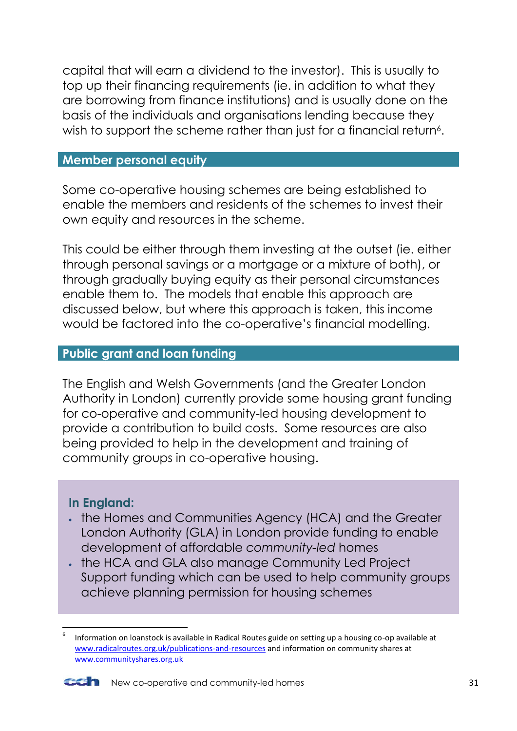capital that will earn a dividend to the investor). This is usually to top up their financing requirements (ie. in addition to what they are borrowing from finance institutions) and is usually done on the basis of the individuals and organisations lending because they wish to support the scheme rather than just for a financial return[6].

## Member personal equity

Some co-operative housing schemes are being established to enable the members and residents of the schemes to invest their own equity and resources in the scheme.

This could be either through them investing at the outset (ie. either through personal savings or a mortgage or a mixture of both), or through gradually buying equity as their personal circumstances enable them to. The models that enable this approach are discussed below, but where this approach is taken, this income would be factored into the co-operative's financial modelling.

## Public grant and loan funding

The English and Welsh Governments (and the Greater London Authority in London) currently provide some housing grant funding for co-operative and community-led housing development to provide a contribution to build costs. Some resources are also being provided to help in the development and training of community groups in co-operative housing.

### In England:

- the Homes and Communities Agency (HCA) and the Greater London Authority (GLA) in London provide funding to enable development of affordable *community-led* homes
- the HCA and GLA also manage Community Led Project Support funding which can be used to help community groups achieve planning permission for housing schemes

---

[6] Information on loanstock is available in Radical Routes guide on setting up a housing co-op available at www.radicalroutes.org.uk/publications-and-resources and information on community shares at www.communityshares.org.uk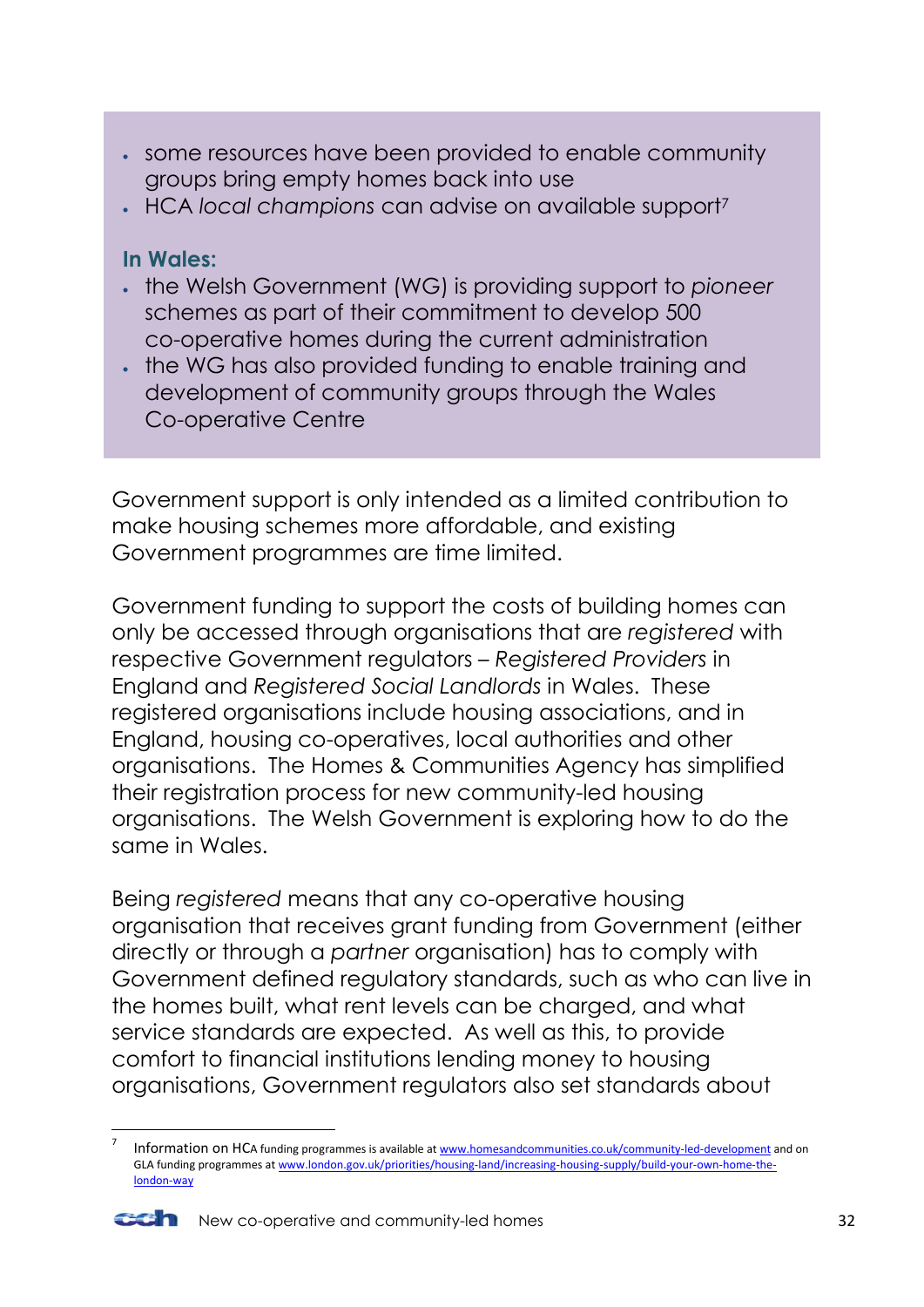- some resources have been provided to enable community groups bring empty homes back into use
- HCA *local champions* can advise on available support[7]

**In Wales:**

- the Welsh Government (WG) is providing support to *pioneer* schemes as part of their commitment to develop 500 co-operative homes during the current administration
- the WG has also provided funding to enable training and development of community groups through the Wales Co-operative Centre

Government support is only intended as a limited contribution to make housing schemes more affordable, and existing Government programmes are time limited.

Government funding to support the costs of building homes can only be accessed through organisations that are *registered* with respective Government regulators – *Registered Providers* in England and *Registered Social Landlords* in Wales. These registered organisations include housing associations, and in England, housing co-operatives, local authorities and other organisations. The Homes & Communities Agency has simplified their registration process for new community-led housing organisations. The Welsh Government is exploring how to do the same in Wales.

Being *registered* means that any co-operative housing organisation that receives grant funding from Government (either directly or through a *partner* organisation) has to comply with Government defined regulatory standards, such as who can live in the homes built, what rent levels can be charged, and what service standards are expected. As well as this, to provide comfort to financial institutions lending money to housing organisations, Government regulators also set standards about

---

[7] Information on HCA funding programmes is available at www.homesandcommunities.co.uk/community-led-development and on GLA funding programmes at www.london.gov.uk/priorities/housing-land/increasing-housing-supply/build-your-own-home-the-london-way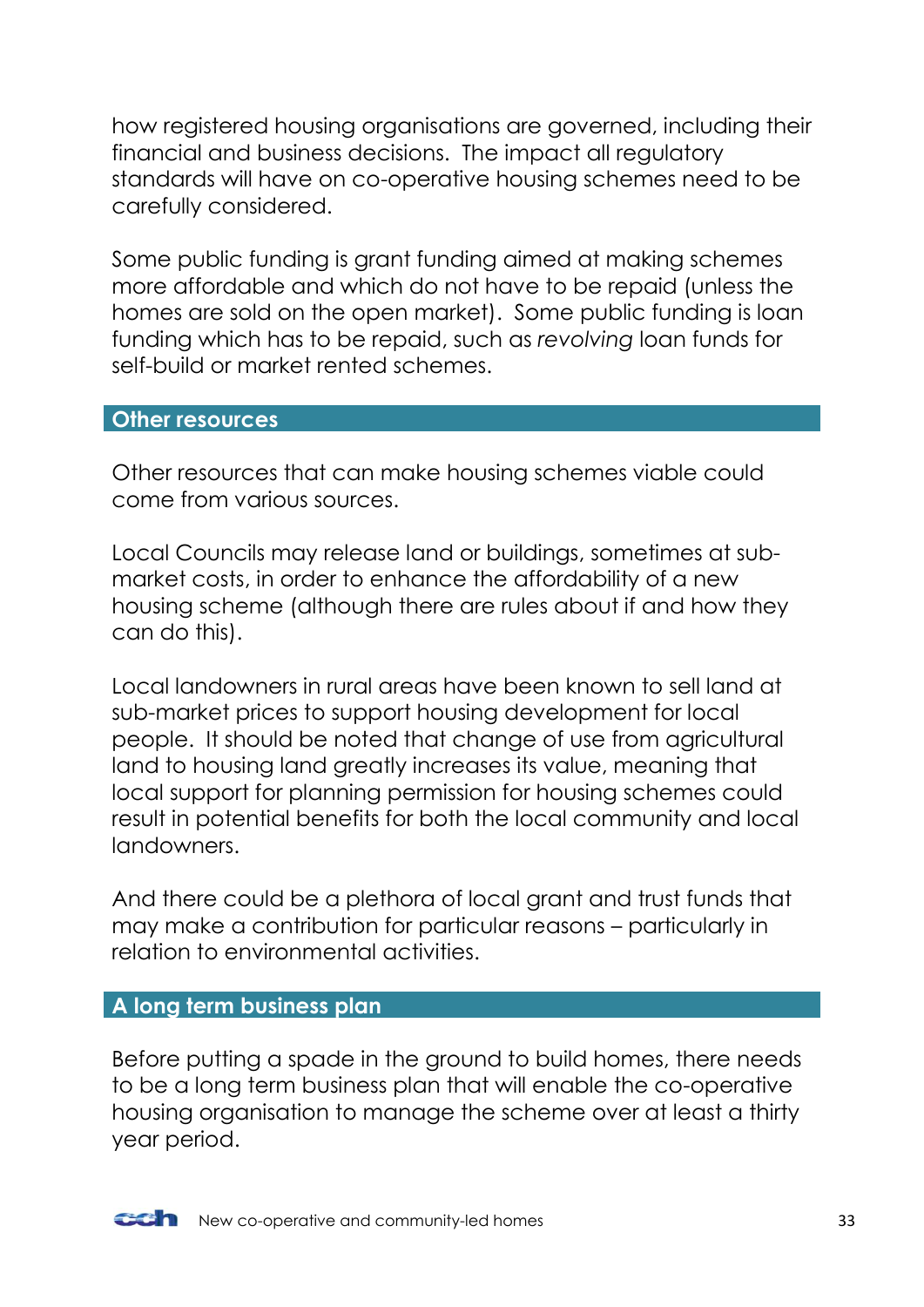how registered housing organisations are governed, including their financial and business decisions. The impact all regulatory standards will have on co-operative housing schemes need to be carefully considered.

Some public funding is grant funding aimed at making schemes more affordable and which do not have to be repaid (unless the homes are sold on the open market). Some public funding is loan funding which has to be repaid, such as *revolving* loan funds for self-build or market rented schemes.

## Other resources

Other resources that can make housing schemes viable could come from various sources.

Local Councils may release land or buildings, sometimes at sub-market costs, in order to enhance the affordability of a new housing scheme (although there are rules about if and how they can do this).

Local landowners in rural areas have been known to sell land at sub-market prices to support housing development for local people. It should be noted that change of use from agricultural land to housing land greatly increases its value, meaning that local support for planning permission for housing schemes could result in potential benefits for both the local community and local landowners.

And there could be a plethora of local grant and trust funds that may make a contribution for particular reasons – particularly in relation to environmental activities.

## A long term business plan

Before putting a spade in the ground to build homes, there needs to be a long term business plan that will enable the co-operative housing organisation to manage the scheme over at least a thirty year period.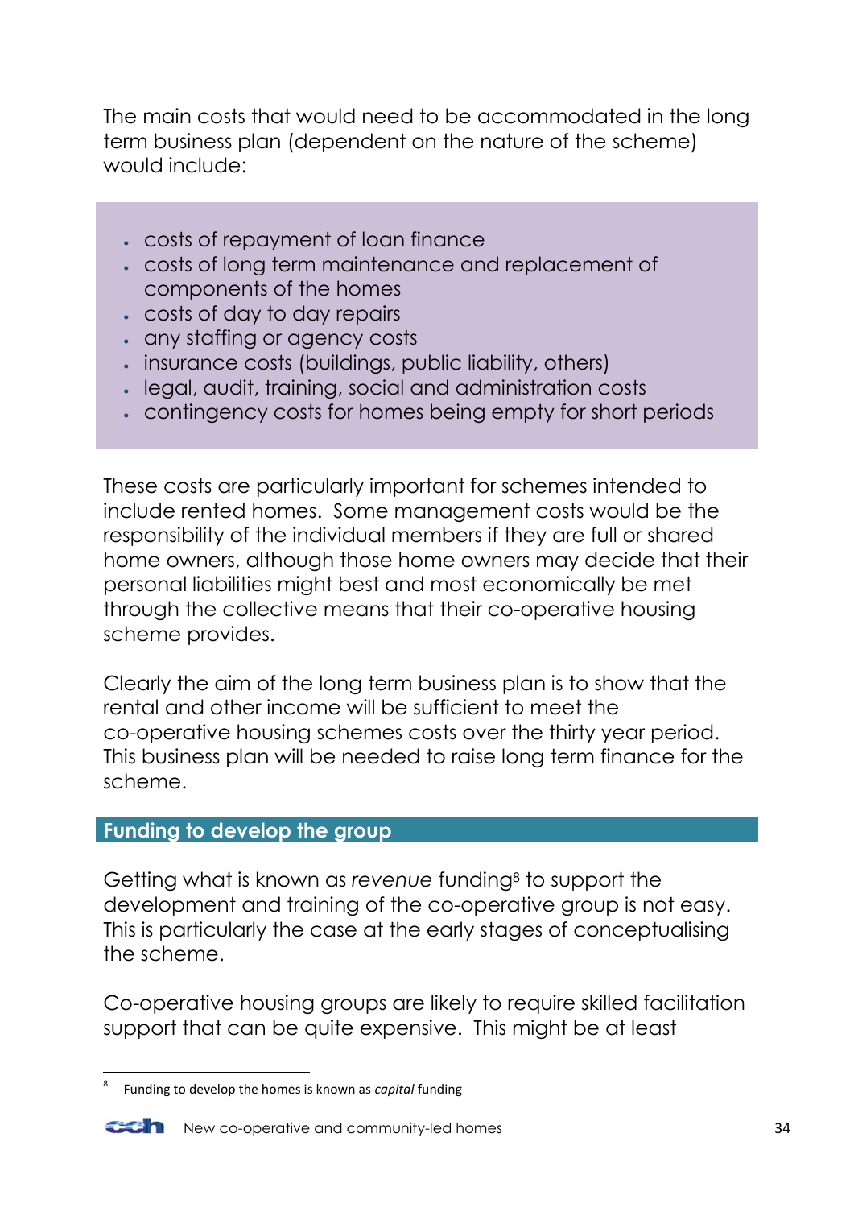The main costs that would need to be accommodated in the long term business plan (dependent on the nature of the scheme) would include:

- costs of repayment of loan finance
- costs of long term maintenance and replacement of components of the homes
- costs of day to day repairs
- any staffing or agency costs
- insurance costs (buildings, public liability, others)
- legal, audit, training, social and administration costs
- contingency costs for homes being empty for short periods

These costs are particularly important for schemes intended to include rented homes. Some management costs would be the responsibility of the individual members if they are full or shared home owners, although those home owners may decide that their personal liabilities might best and most economically be met through the collective means that their co-operative housing scheme provides.

Clearly the aim of the long term business plan is to show that the rental and other income will be sufficient to meet the co-operative housing schemes costs over the thirty year period. This business plan will be needed to raise long term finance for the scheme.

## Funding to develop the group

Getting what is known as *revenue* funding[8] to support the development and training of the co-operative group is not easy. This is particularly the case at the early stages of conceptualising the scheme.

Co-operative housing groups are likely to require skilled facilitation support that can be quite expensive. This might be at least

[8] Funding to develop the homes is known as *capital* funding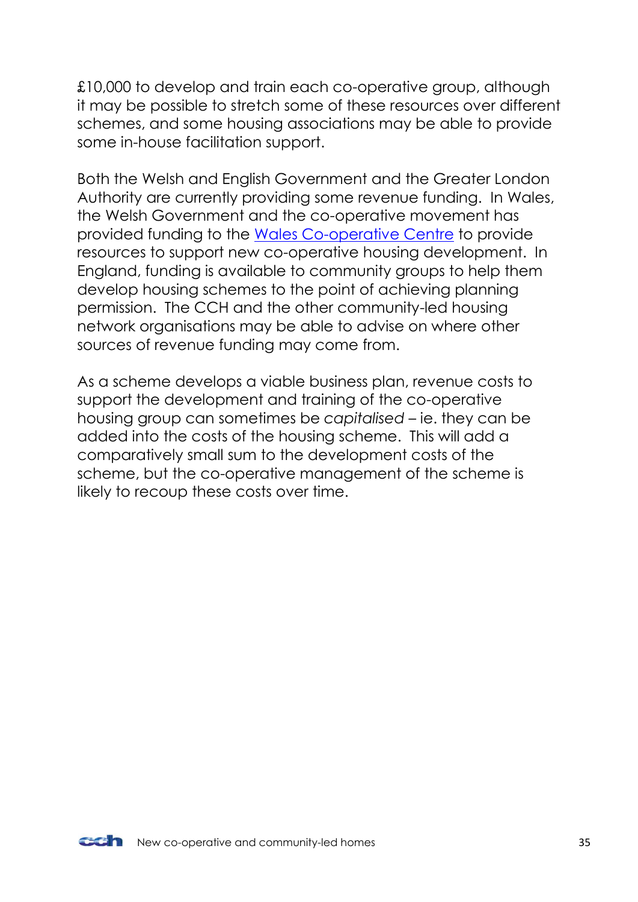£10,000 to develop and train each co-operative group, although it may be possible to stretch some of these resources over different schemes, and some housing associations may be able to provide some in-house facilitation support.

Both the Welsh and English Government and the Greater London Authority are currently providing some revenue funding. In Wales, the Welsh Government and the co-operative movement has provided funding to the [Wales Co-operative Centre] to provide resources to support new co-operative housing development. In England, funding is available to community groups to help them develop housing schemes to the point of achieving planning permission. The CCH and the other community-led housing network organisations may be able to advise on where other sources of revenue funding may come from.

As a scheme develops a viable business plan, revenue costs to support the development and training of the co-operative housing group can sometimes be *capitalised* – ie. they can be added into the costs of the housing scheme. This will add a comparatively small sum to the development costs of the scheme, but the co-operative management of the scheme is likely to recoup these costs over time.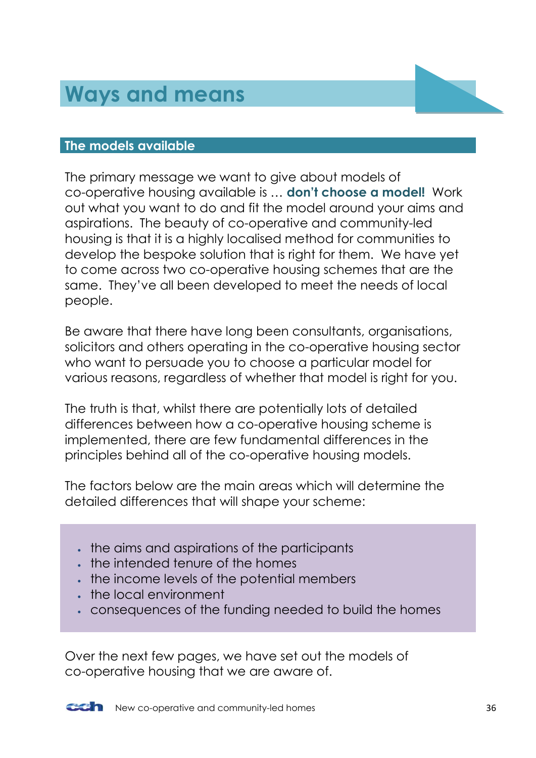# Ways and means

## The models available

The primary message we want to give about models of co-operative housing available is … **don't choose a model!** Work out what you want to do and fit the model around your aims and aspirations. The beauty of co-operative and community-led housing is that it is a highly localised method for communities to develop the bespoke solution that is right for them. We have yet to come across two co-operative housing schemes that are the same. They've all been developed to meet the needs of local people.

Be aware that there have long been consultants, organisations, solicitors and others operating in the co-operative housing sector who want to persuade you to choose a particular model for various reasons, regardless of whether that model is right for you.

The truth is that, whilst there are potentially lots of detailed differences between how a co-operative housing scheme is implemented, there are few fundamental differences in the principles behind all of the co-operative housing models.

The factors below are the main areas which will determine the detailed differences that will shape your scheme:

- the aims and aspirations of the participants
- the intended tenure of the homes
- the income levels of the potential members
- the local environment
- consequences of the funding needed to build the homes

Over the next few pages, we have set out the models of co-operative housing that we are aware of.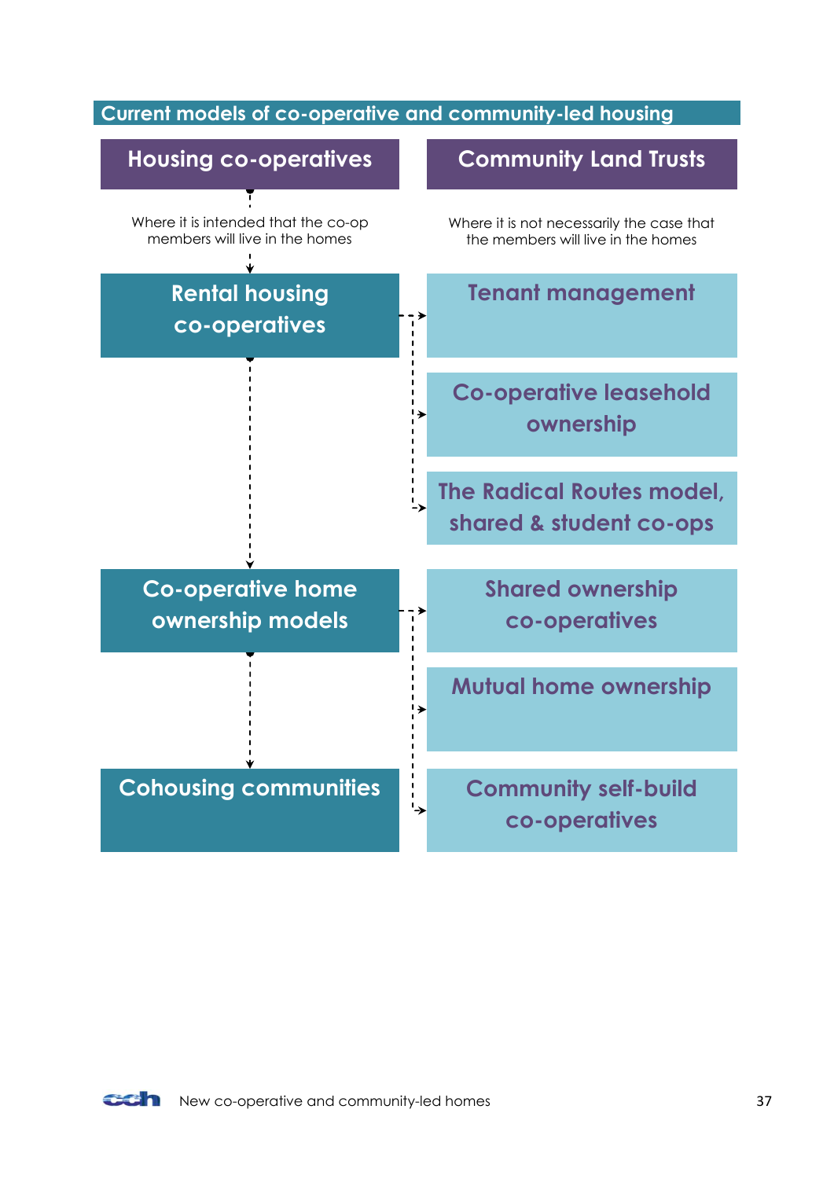## Current models of co-operative and community-led housing

### Housing co-operatives

Where it is intended that the co-op members will live in the homes

- **Rental housing co-operatives**
  - Tenant management
  - Co-operative leasehold ownership
  - The Radical Routes model, shared & student co-ops
- **Co-operative home ownership models**
  - Shared ownership co-operatives
  - Mutual home ownership
  - Community self-build co-operatives
- **Cohousing communities**

### Community Land Trusts

Where it is not necessarily the case that the members will live in the homes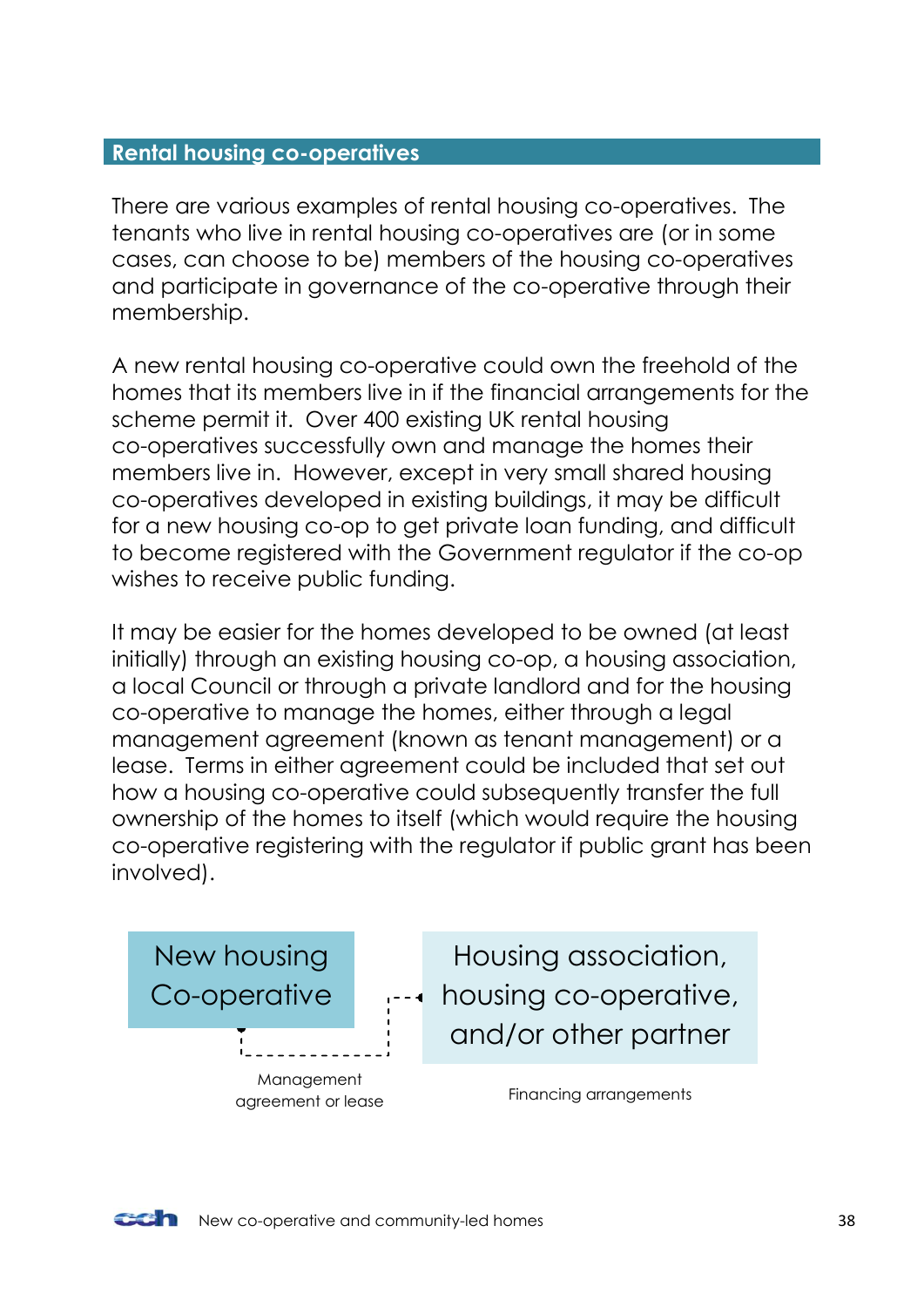## Rental housing co-operatives

There are various examples of rental housing co-operatives. The tenants who live in rental housing co-operatives are (or in some cases, can choose to be) members of the housing co-operatives and participate in governance of the co-operative through their membership.

A new rental housing co-operative could own the freehold of the homes that its members live in if the financial arrangements for the scheme permit it. Over 400 existing UK rental housing co-operatives successfully own and manage the homes their members live in. However, except in very small shared housing co-operatives developed in existing buildings, it may be difficult for a new housing co-op to get private loan funding, and difficult to become registered with the Government regulator if the co-op wishes to receive public funding.

It may be easier for the homes developed to be owned (at least initially) through an existing housing co-op, a housing association, a local Council or through a private landlord and for the housing co-operative to manage the homes, either through a legal management agreement (known as tenant management) or a lease. Terms in either agreement could be included that set out how a housing co-operative could subsequently transfer the full ownership of the homes to itself (which would require the housing co-operative registering with the regulator if public grant has been involved).

New housing Co-operative

Housing association, housing co-operative, and/or other partner

Management agreement or lease

Financing arrangements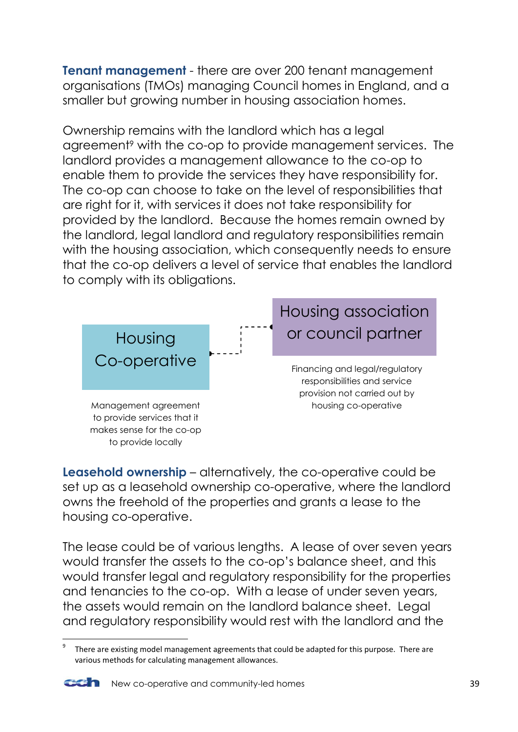**Tenant management** - there are over 200 tenant management organisations (TMOs) managing Council homes in England, and a smaller but growing number in housing association homes.

Ownership remains with the landlord which has a legal agreement[9] with the co-op to provide management services. The landlord provides a management allowance to the co-op to enable them to provide the services they have responsibility for. The co-op can choose to take on the level of responsibilities that are right for it, with services it does not take responsibility for provided by the landlord. Because the homes remain owned by the landlord, legal landlord and regulatory responsibilities remain with the housing association, which consequently needs to ensure that the co-op delivers a level of service that enables the landlord to comply with its obligations.

Housing Co-operative

Management agreement to provide services that it makes sense for the co-op to provide locally

Housing association or council partner

Financing and legal/regulatory responsibilities and service provision not carried out by housing co-operative

**Leasehold ownership** – alternatively, the co-operative could be set up as a leasehold ownership co-operative, where the landlord owns the freehold of the properties and grants a lease to the housing co-operative.

The lease could be of various lengths. A lease of over seven years would transfer the assets to the co-op's balance sheet, and this would transfer legal and regulatory responsibility for the properties and tenancies to the co-op. With a lease of under seven years, the assets would remain on the landlord balance sheet. Legal and regulatory responsibility would rest with the landlord and the

[9] There are existing model management agreements that could be adapted for this purpose. There are various methods for calculating management allowances.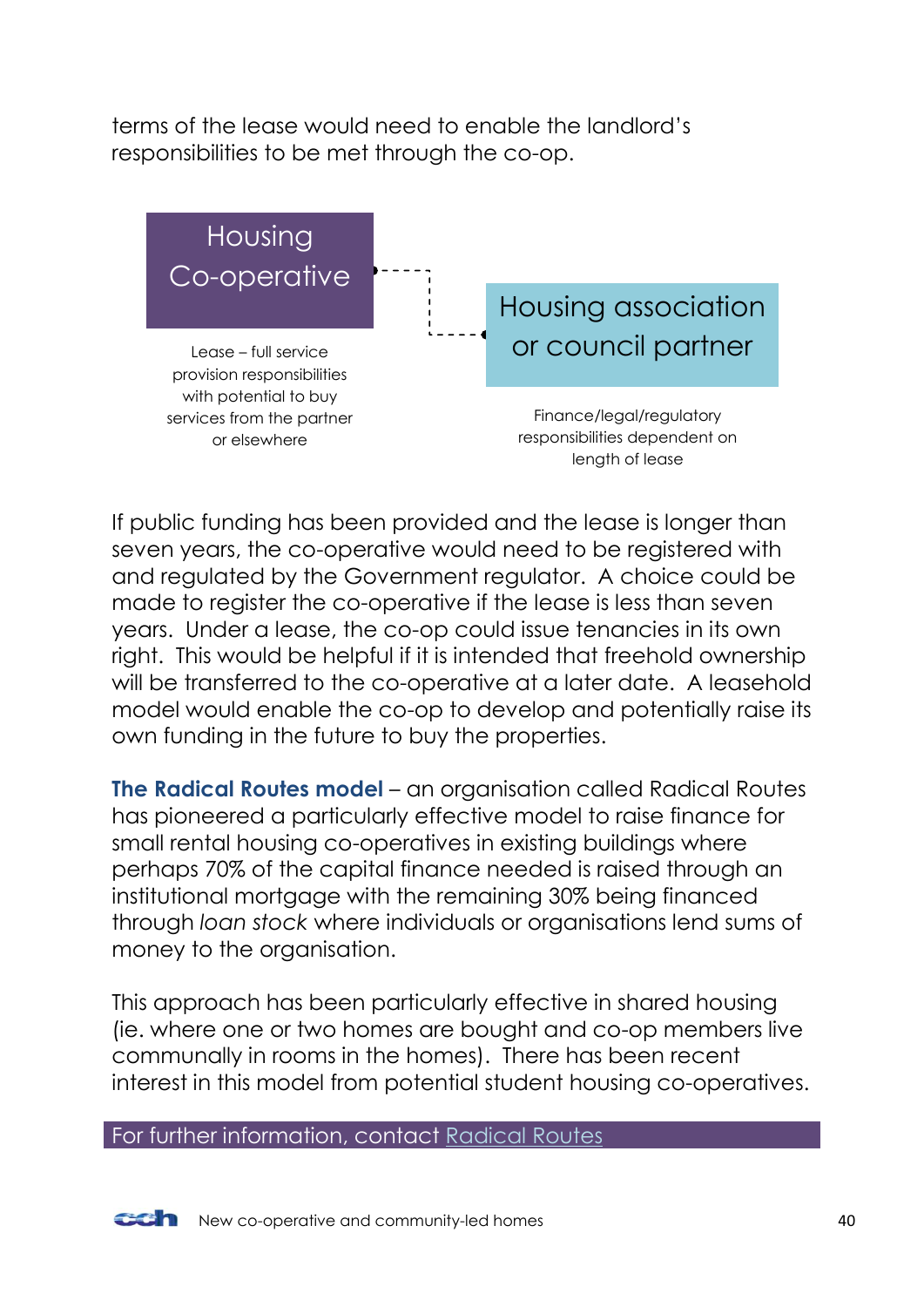terms of the lease would need to enable the landlord's responsibilities to be met through the co-op.

**Housing Co-operative**

Lease – full service provision responsibilities with potential to buy services from the partner or elsewhere

**Housing association or council partner**

Finance/legal/regulatory responsibilities dependent on length of lease

If public funding has been provided and the lease is longer than seven years, the co-operative would need to be registered with and regulated by the Government regulator. A choice could be made to register the co-operative if the lease is less than seven years. Under a lease, the co-op could issue tenancies in its own right. This would be helpful if it is intended that freehold ownership will be transferred to the co-operative at a later date. A leasehold model would enable the co-op to develop and potentially raise its own funding in the future to buy the properties.

**The Radical Routes model** – an organisation called Radical Routes has pioneered a particularly effective model to raise finance for small rental housing co-operatives in existing buildings where perhaps 70% of the capital finance needed is raised through an institutional mortgage with the remaining 30% being financed through *loan stock* where individuals or organisations lend sums of money to the organisation.

This approach has been particularly effective in shared housing (ie. where one or two homes are bought and co-op members live communally in rooms in the homes). There has been recent interest in this model from potential student housing co-operatives.

For further information, contact Radical Routes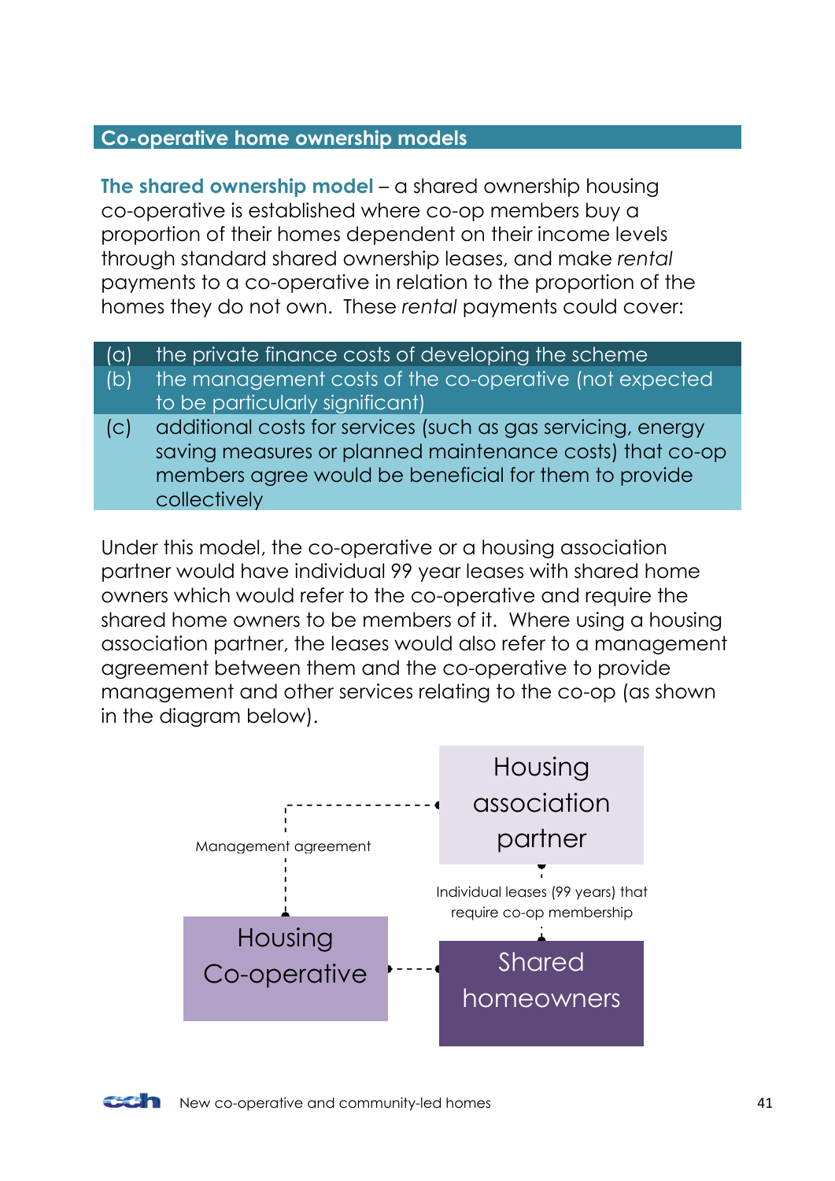## Co-operative home ownership models

**The shared ownership model** – a shared ownership housing co-operative is established where co-op members buy a proportion of their homes dependent on their income levels through standard shared ownership leases, and make *rental* payments to a co-operative in relation to the proportion of the homes they do not own. These *rental* payments could cover:

(a) the private finance costs of developing the scheme
(b) the management costs of the co-operative (not expected to be particularly significant)
(c) additional costs for services (such as gas servicing, energy saving measures or planned maintenance costs) that co-op members agree would be beneficial for them to provide collectively

Under this model, the co-operative or a housing association partner would have individual 99 year leases with shared home owners which would refer to the co-operative and require the shared home owners to be members of it. Where using a housing association partner, the leases would also refer to a management agreement between them and the co-operative to provide management and other services relating to the co-op (as shown in the diagram below).

Housing association partner

Management agreement

Individual leases (99 years) that require co-op membership

Housing Co-operative

Shared homeowners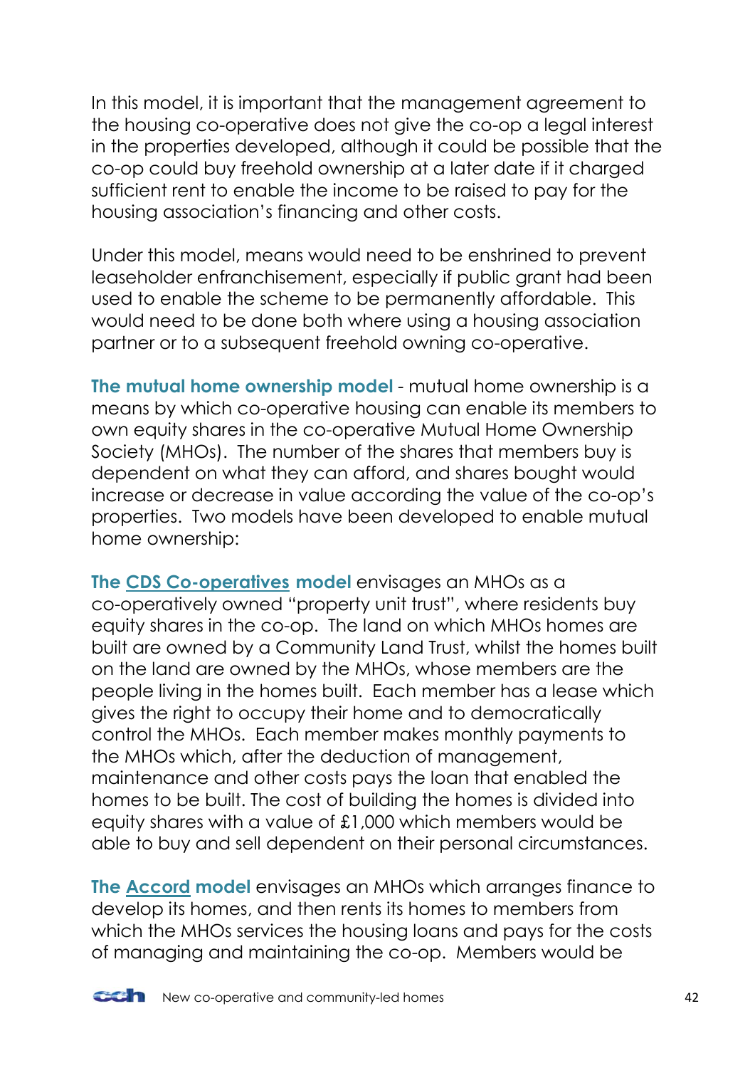In this model, it is important that the management agreement to the housing co-operative does not give the co-op a legal interest in the properties developed, although it could be possible that the co-op could buy freehold ownership at a later date if it charged sufficient rent to enable the income to be raised to pay for the housing association's financing and other costs.

Under this model, means would need to be enshrined to prevent leaseholder enfranchisement, especially if public grant had been used to enable the scheme to be permanently affordable. This would need to be done both where using a housing association partner or to a subsequent freehold owning co-operative.

**The mutual home ownership model** - mutual home ownership is a means by which co-operative housing can enable its members to own equity shares in the co-operative Mutual Home Ownership Society (MHOs). The number of the shares that members buy is dependent on what they can afford, and shares bought would increase or decrease in value according the value of the co-op's properties. Two models have been developed to enable mutual home ownership:

**The CDS Co-operatives model** envisages an MHOs as a co-operatively owned "property unit trust", where residents buy equity shares in the co-op. The land on which MHOs homes are built are owned by a Community Land Trust, whilst the homes built on the land are owned by the MHOs, whose members are the people living in the homes built. Each member has a lease which gives the right to occupy their home and to democratically control the MHOs. Each member makes monthly payments to the MHOs which, after the deduction of management, maintenance and other costs pays the loan that enabled the homes to be built. The cost of building the homes is divided into equity shares with a value of £1,000 which members would be able to buy and sell dependent on their personal circumstances.

**The Accord model** envisages an MHOs which arranges finance to develop its homes, and then rents its homes to members from which the MHOs services the housing loans and pays for the costs of managing and maintaining the co-op. Members would be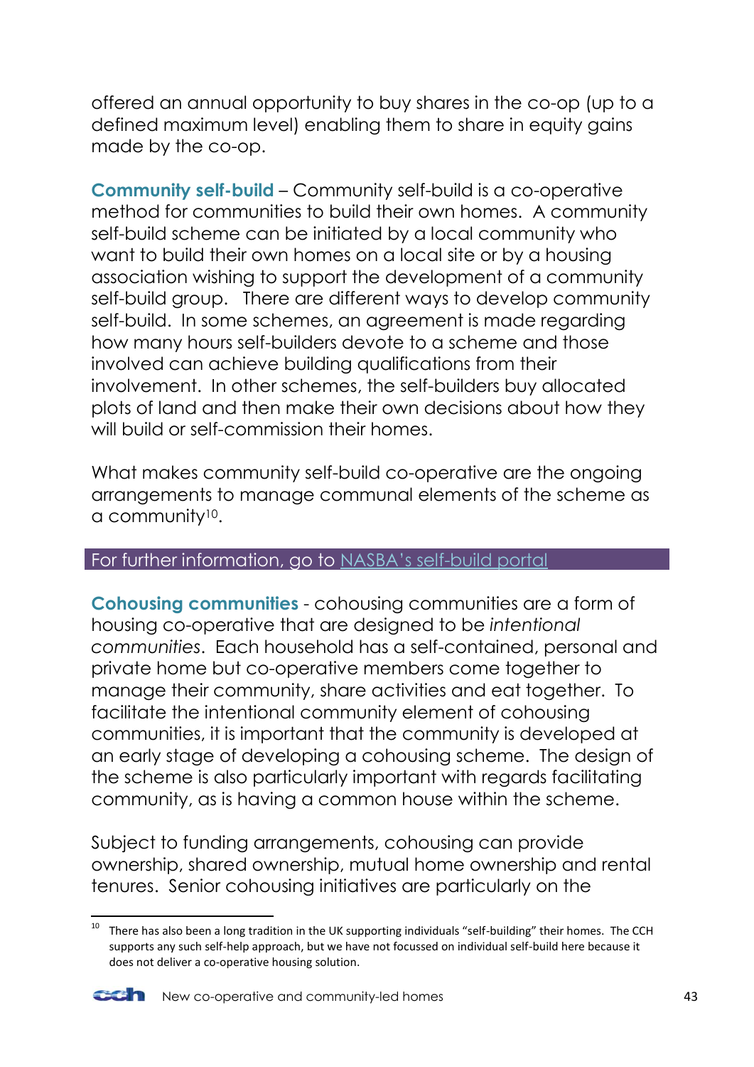offered an annual opportunity to buy shares in the co-op (up to a defined maximum level) enabling them to share in equity gains made by the co-op.

**Community self-build** – Community self-build is a co-operative method for communities to build their own homes. A community self-build scheme can be initiated by a local community who want to build their own homes on a local site or by a housing association wishing to support the development of a community self-build group. There are different ways to develop community self-build. In some schemes, an agreement is made regarding how many hours self-builders devote to a scheme and those involved can achieve building qualifications from their involvement. In other schemes, the self-builders buy allocated plots of land and then make their own decisions about how they will build or self-commission their homes.

What makes community self-build co-operative are the ongoing arrangements to manage communal elements of the scheme as a community[10].

For further information, go to NASBA's self-build portal

**Cohousing communities** - cohousing communities are a form of housing co-operative that are designed to be *intentional communities*. Each household has a self-contained, personal and private home but co-operative members come together to manage their community, share activities and eat together. To facilitate the intentional community element of cohousing communities, it is important that the community is developed at an early stage of developing a cohousing scheme. The design of the scheme is also particularly important with regards facilitating community, as is having a common house within the scheme.

Subject to funding arrangements, cohousing can provide ownership, shared ownership, mutual home ownership and rental tenures. Senior cohousing initiatives are particularly on the

---

[10] There has also been a long tradition in the UK supporting individuals "self-building" their homes. The CCH supports any such self-help approach, but we have not focussed on individual self-build here because it does not deliver a co-operative housing solution.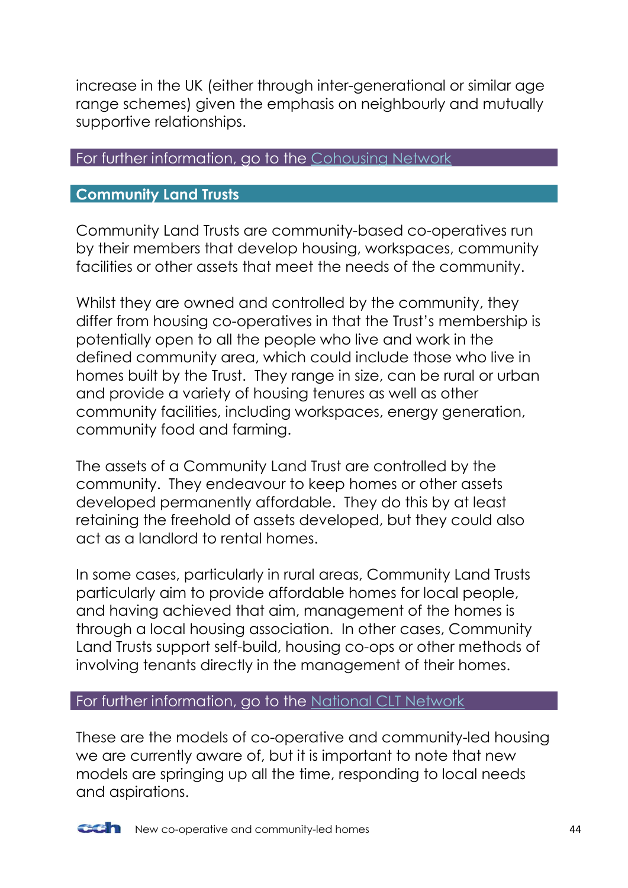increase in the UK (either through inter-generational or similar age range schemes) given the emphasis on neighbourly and mutually supportive relationships.

For further information, go to the Cohousing Network

## Community Land Trusts

Community Land Trusts are community-based co-operatives run by their members that develop housing, workspaces, community facilities or other assets that meet the needs of the community.

Whilst they are owned and controlled by the community, they differ from housing co-operatives in that the Trust's membership is potentially open to all the people who live and work in the defined community area, which could include those who live in homes built by the Trust. They range in size, can be rural or urban and provide a variety of housing tenures as well as other community facilities, including workspaces, energy generation, community food and farming.

The assets of a Community Land Trust are controlled by the community. They endeavour to keep homes or other assets developed permanently affordable. They do this by at least retaining the freehold of assets developed, but they could also act as a landlord to rental homes.

In some cases, particularly in rural areas, Community Land Trusts particularly aim to provide affordable homes for local people, and having achieved that aim, management of the homes is through a local housing association. In other cases, Community Land Trusts support self-build, housing co-ops or other methods of involving tenants directly in the management of their homes.

For further information, go to the National CLT Network

These are the models of co-operative and community-led housing we are currently aware of, but it is important to note that new models are springing up all the time, responding to local needs and aspirations.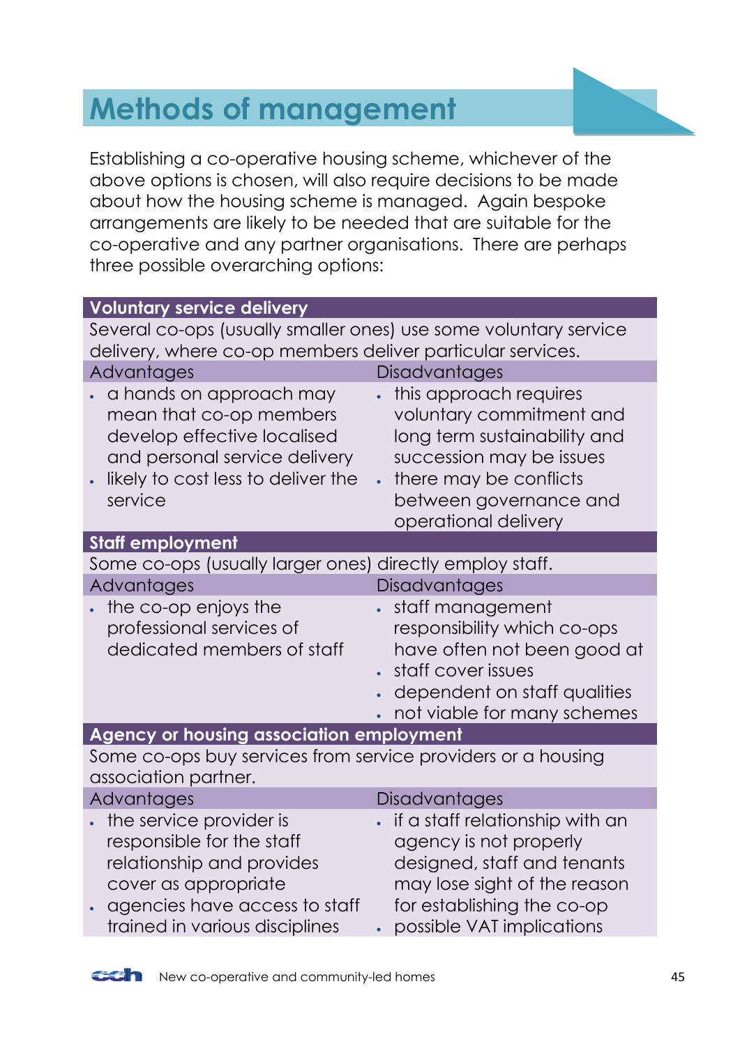# Methods of management

Establishing a co-operative housing scheme, whichever of the above options is chosen, will also require decisions to be made about how the housing scheme is managed. Again bespoke arrangements are likely to be needed that are suitable for the co-operative and any partner organisations. There are perhaps three possible overarching options:

**Voluntary service delivery**

Several co-ops (usually smaller ones) use some voluntary service delivery, where co-op members deliver particular services.

| Advantages | Disadvantages |
|---|---|
| • a hands on approach may mean that co-op members develop effective localised and personal service delivery<br>• likely to cost less to deliver the service | • this approach requires voluntary commitment and long term sustainability and succession may be issues<br>• there may be conflicts between governance and operational delivery |

**Staff employment**

Some co-ops (usually larger ones) directly employ staff.

| Advantages | Disadvantages |
|---|---|
| • the co-op enjoys the professional services of dedicated members of staff | • staff management responsibility which co-ops have often not been good at<br>• staff cover issues<br>• dependent on staff qualities<br>• not viable for many schemes |

**Agency or housing association employment**

Some co-ops buy services from service providers or a housing association partner.

| Advantages | Disadvantages |
|---|---|
| • the service provider is responsible for the staff relationship and provides cover as appropriate<br>• agencies have access to staff trained in various disciplines | • if a staff relationship with an agency is not properly designed, staff and tenants may lose sight of the reason for establishing the co-op<br>• possible VAT implications |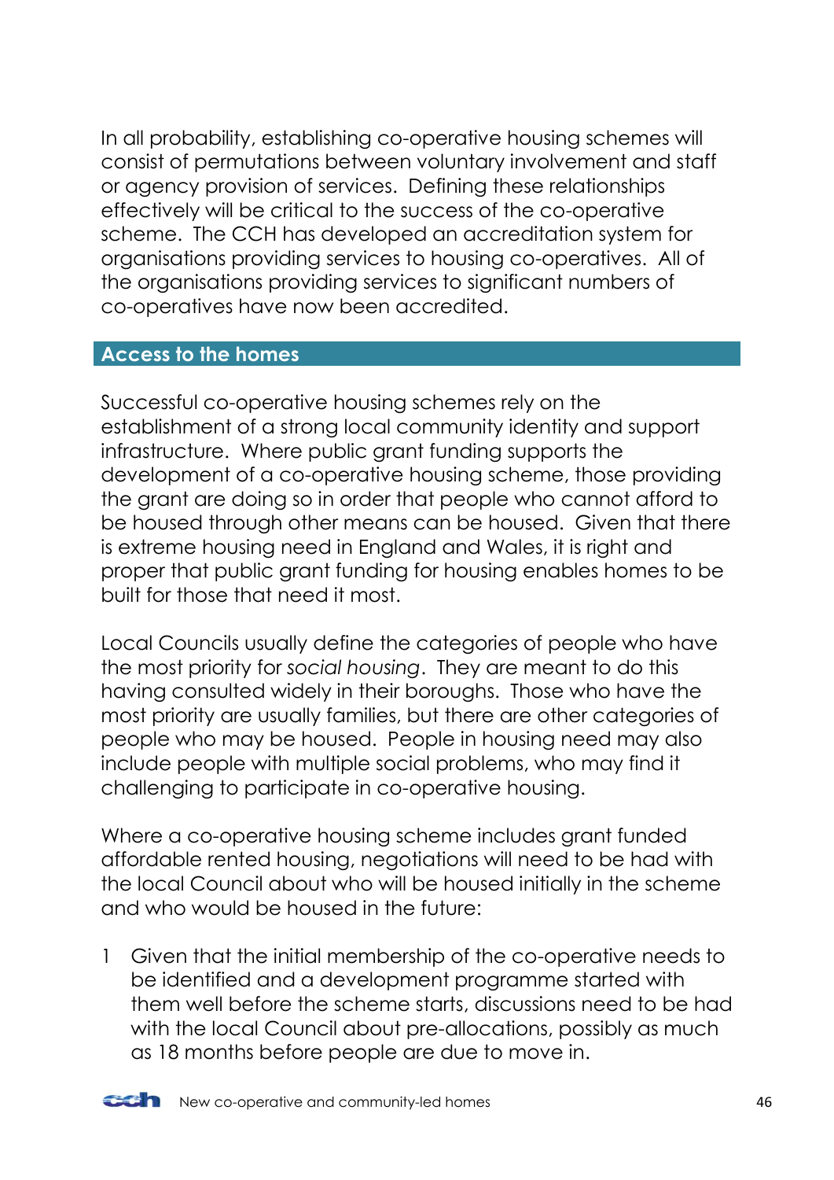In all probability, establishing co-operative housing schemes will consist of permutations between voluntary involvement and staff or agency provision of services. Defining these relationships effectively will be critical to the success of the co-operative scheme. The CCH has developed an accreditation system for organisations providing services to housing co-operatives. All of the organisations providing services to significant numbers of co-operatives have now been accredited.

## Access to the homes

Successful co-operative housing schemes rely on the establishment of a strong local community identity and support infrastructure. Where public grant funding supports the development of a co-operative housing scheme, those providing the grant are doing so in order that people who cannot afford to be housed through other means can be housed. Given that there is extreme housing need in England and Wales, it is right and proper that public grant funding for housing enables homes to be built for those that need it most.

Local Councils usually define the categories of people who have the most priority for *social housing*. They are meant to do this having consulted widely in their boroughs. Those who have the most priority are usually families, but there are other categories of people who may be housed. People in housing need may also include people with multiple social problems, who may find it challenging to participate in co-operative housing.

Where a co-operative housing scheme includes grant funded affordable rented housing, negotiations will need to be had with the local Council about who will be housed initially in the scheme and who would be housed in the future:

1. Given that the initial membership of the co-operative needs to be identified and a development programme started with them well before the scheme starts, discussions need to be had with the local Council about pre-allocations, possibly as much as 18 months before people are due to move in.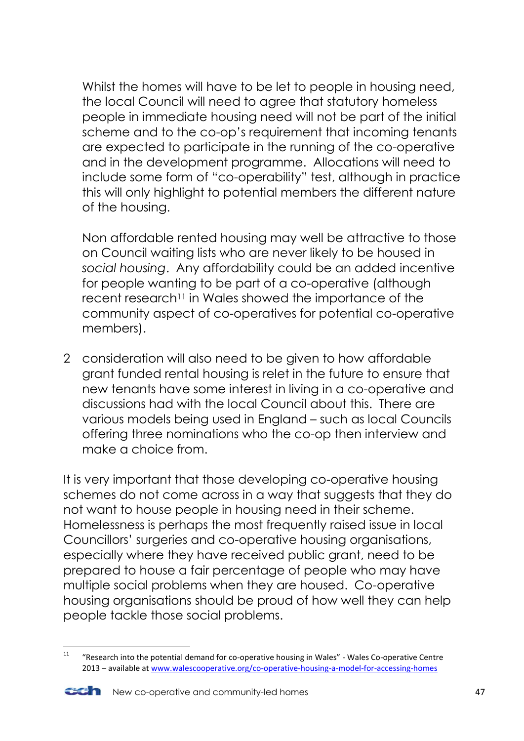Whilst the homes will have to be let to people in housing need, the local Council will need to agree that statutory homeless people in immediate housing need will not be part of the initial scheme and to the co-op's requirement that incoming tenants are expected to participate in the running of the co-operative and in the development programme. Allocations will need to include some form of "co-operability" test, although in practice this will only highlight to potential members the different nature of the housing.

Non affordable rented housing may well be attractive to those on Council waiting lists who are never likely to be housed in *social housing*. Any affordability could be an added incentive for people wanting to be part of a co-operative (although recent research[11] in Wales showed the importance of the community aspect of co-operatives for potential co-operative members).

2 consideration will also need to be given to how affordable grant funded rental housing is relet in the future to ensure that new tenants have some interest in living in a co-operative and discussions had with the local Council about this. There are various models being used in England – such as local Councils offering three nominations who the co-op then interview and make a choice from.

It is very important that those developing co-operative housing schemes do not come across in a way that suggests that they do not want to house people in housing need in their scheme. Homelessness is perhaps the most frequently raised issue in local Councillors' surgeries and co-operative housing organisations, especially where they have received public grant, need to be prepared to house a fair percentage of people who may have multiple social problems when they are housed. Co-operative housing organisations should be proud of how well they can help people tackle those social problems.

---

[11] "Research into the potential demand for co-operative housing in Wales" - Wales Co-operative Centre 2013 – available at www.walescooperative.org/co-operative-housing-a-model-for-accessing-homes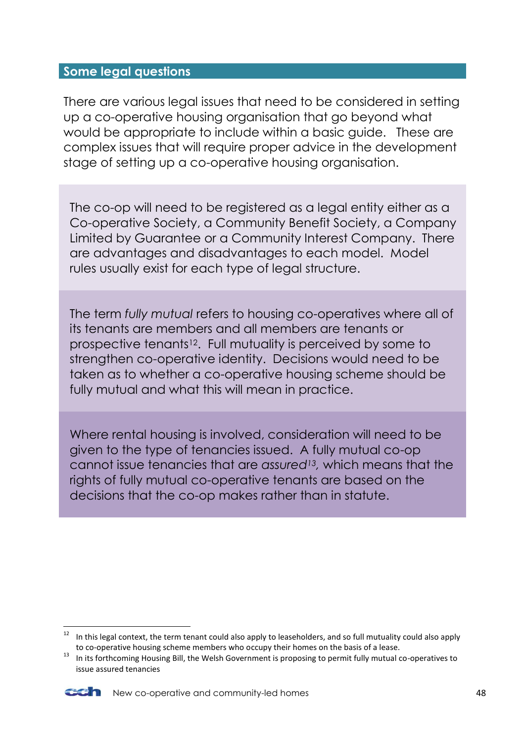## Some legal questions

There are various legal issues that need to be considered in setting up a co-operative housing organisation that go beyond what would be appropriate to include within a basic guide. These are complex issues that will require proper advice in the development stage of setting up a co-operative housing organisation.

The co-op will need to be registered as a legal entity either as a Co-operative Society, a Community Benefit Society, a Company Limited by Guarantee or a Community Interest Company. There are advantages and disadvantages to each model. Model rules usually exist for each type of legal structure.

The term *fully mutual* refers to housing co-operatives where all of its tenants are members and all members are tenants or prospective tenants[12]. Full mutuality is perceived by some to strengthen co-operative identity. Decisions would need to be taken as to whether a co-operative housing scheme should be fully mutual and what this will mean in practice.

Where rental housing is involved, consideration will need to be given to the type of tenancies issued. A fully mutual co-op cannot issue tenancies that are *assured*[13], which means that the rights of fully mutual co-operative tenants are based on the decisions that the co-op makes rather than in statute.

---

[12] In this legal context, the term tenant could also apply to leaseholders, and so full mutuality could also apply to co-operative housing scheme members who occupy their homes on the basis of a lease.

[13] In its forthcoming Housing Bill, the Welsh Government is proposing to permit fully mutual co-operatives to issue assured tenancies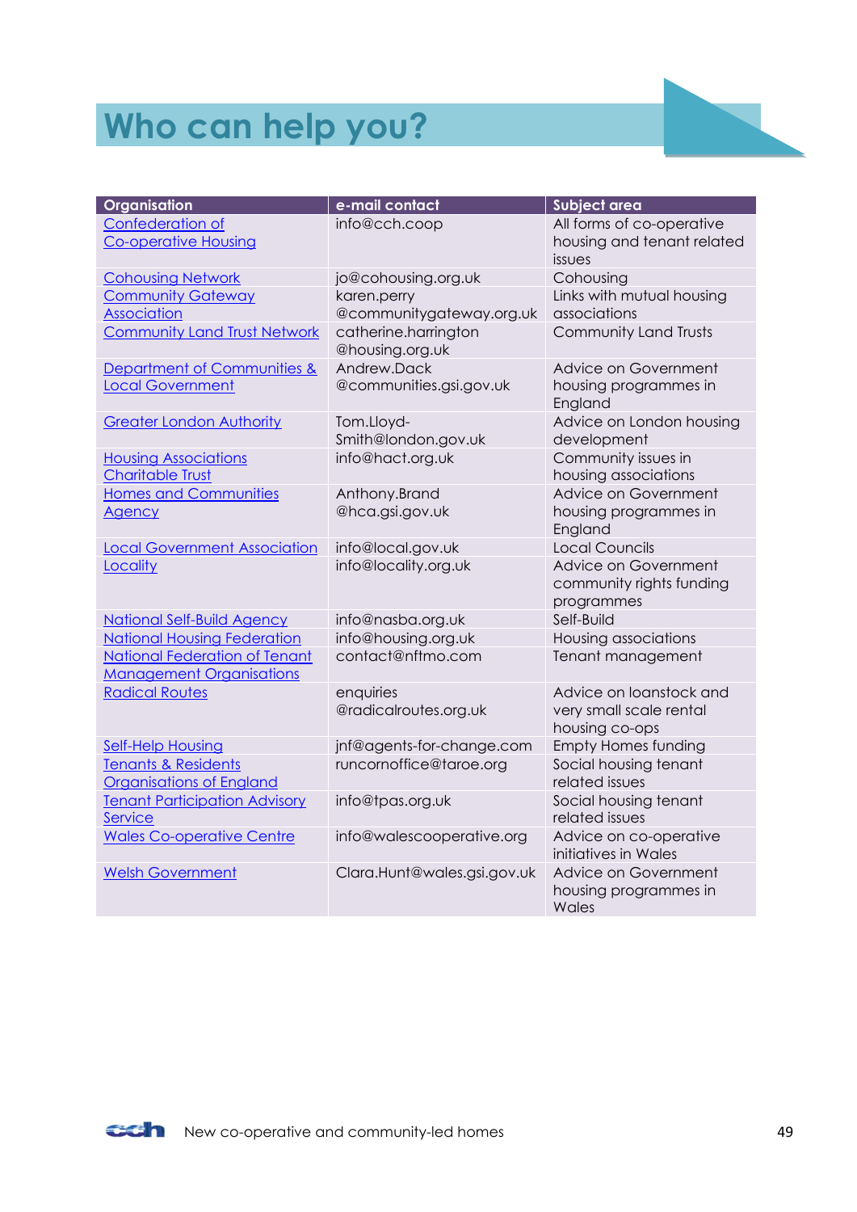# Who can help you?

| Organisation | e-mail contact | Subject area |
|---|---|---|
| Confederation of Co-operative Housing | info@cch.coop | All forms of co-operative housing and tenant related issues |
| Cohousing Network | jo@cohousing.org.uk | Cohousing |
| Community Gateway Association | karen.perry@communitygateway.org.uk | Links with mutual housing associations |
| Community Land Trust Network | catherine.harrington@housing.org.uk | Community Land Trusts |
| Department of Communities & Local Government | Andrew.Dack@communities.gsi.gov.uk | Advice on Government housing programmes in England |
| Greater London Authority | Tom.Lloyd-Smith@london.gov.uk | Advice on London housing development |
| Housing Associations Charitable Trust | info@hact.org.uk | Community issues in housing associations |
| Homes and Communities Agency | Anthony.Brand@hca.gsi.gov.uk | Advice on Government housing programmes in England |
| Local Government Association | info@local.gov.uk | Local Councils |
| Locality | info@locality.org.uk | Advice on Government community rights funding programmes |
| National Self-Build Agency | info@nasba.org.uk | Self-Build |
| National Housing Federation | info@housing.org.uk | Housing associations |
| National Federation of Tenant Management Organisations | contact@nftmo.com | Tenant management |
| Radical Routes | enquiries@radicalroutes.org.uk | Advice on loanstock and very small scale rental housing co-ops |
| Self-Help Housing | jnf@agents-for-change.com | Empty Homes funding |
| Tenants & Residents Organisations of England | runcornoffice@taroe.org | Social housing tenant related issues |
| Tenant Participation Advisory Service | info@tpas.org.uk | Social housing tenant related issues |
| Wales Co-operative Centre | info@walescooperative.org | Advice on co-operative initiatives in Wales |
| Welsh Government | Clara.Hunt@wales.gsi.gov.uk | Advice on Government housing programmes in Wales |